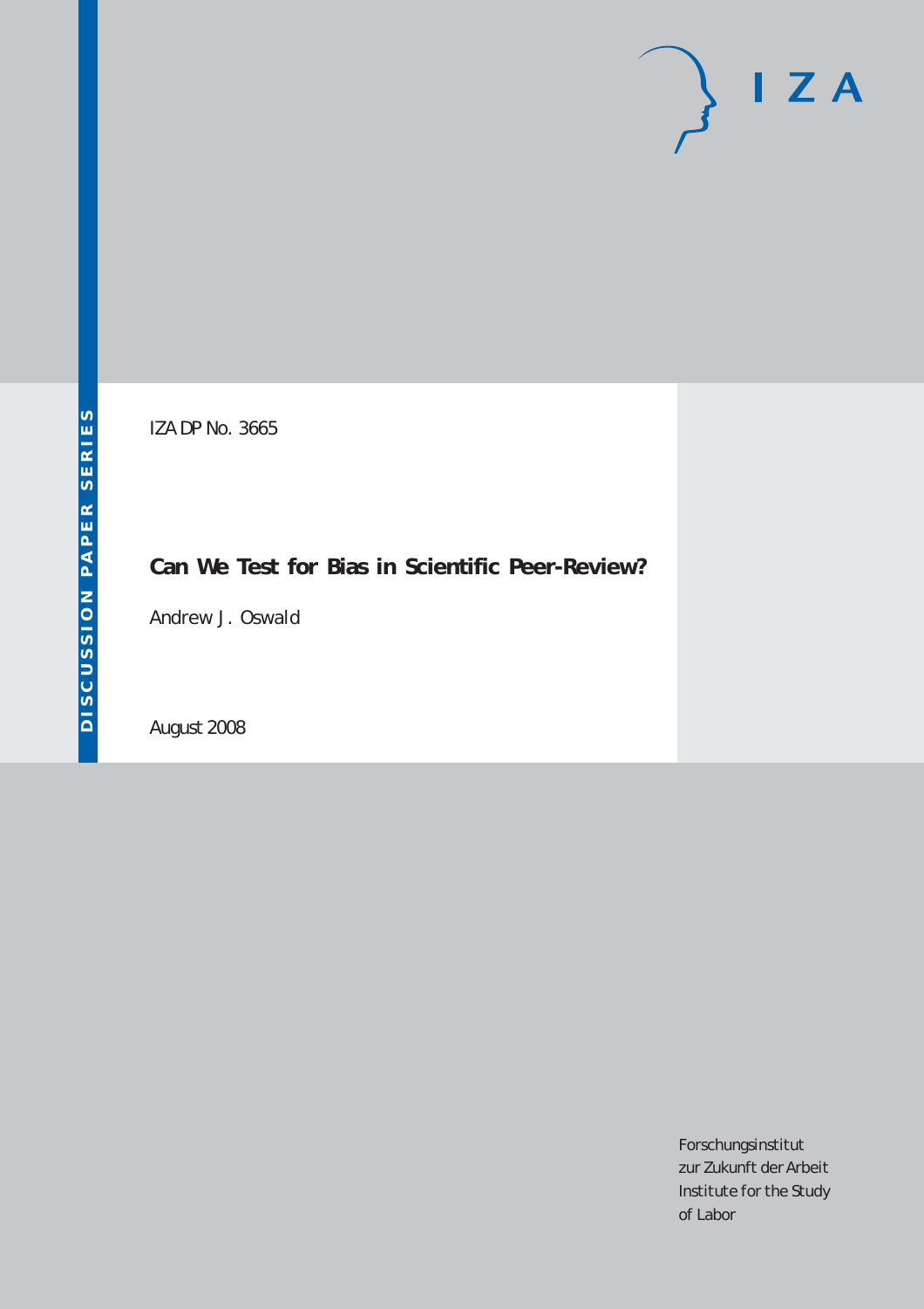DISCUSSION PAPER SERIES

I Z A

IZA DP No. 3665

# Can We Test for Bias in Scientific Peer-Review?

Andrew J. Oswald

August 2008

Forschungsinstitut
zur Zukunft der Arbeit
Institute for the Study
of Labor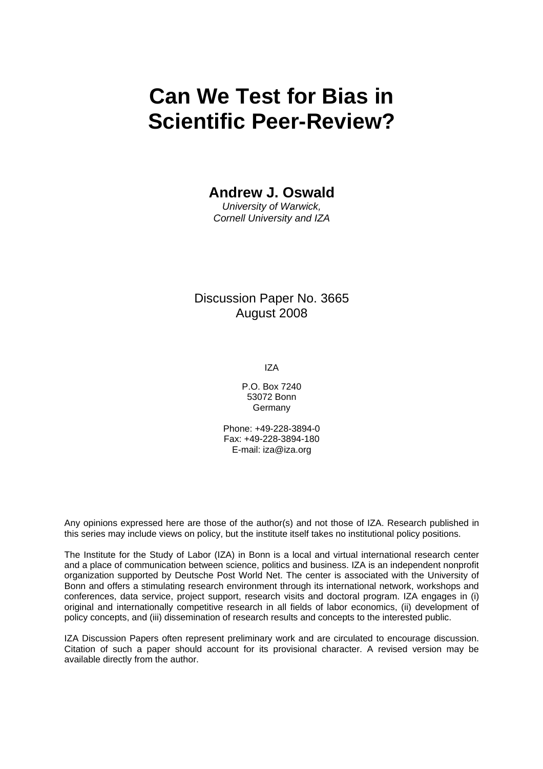# Can We Test for Bias in Scientific Peer-Review?

**Andrew J. Oswald**
*University of Warwick,*
*Cornell University and IZA*

Discussion Paper No. 3665
August 2008

IZA

P.O. Box 7240
53072 Bonn
Germany

Phone: +49-228-3894-0
Fax: +49-228-3894-180
E-mail: iza@iza.org

Any opinions expressed here are those of the author(s) and not those of IZA. Research published in this series may include views on policy, but the institute itself takes no institutional policy positions.

The Institute for the Study of Labor (IZA) in Bonn is a local and virtual international research center and a place of communication between science, politics and business. IZA is an independent nonprofit organization supported by Deutsche Post World Net. The center is associated with the University of Bonn and offers a stimulating research environment through its international network, workshops and conferences, data service, project support, research visits and doctoral program. IZA engages in (i) original and internationally competitive research in all fields of labor economics, (ii) development of policy concepts, and (iii) dissemination of research results and concepts to the interested public.

IZA Discussion Papers often represent preliminary work and are circulated to encourage discussion. Citation of such a paper should account for its provisional character. A revised version may be available directly from the author.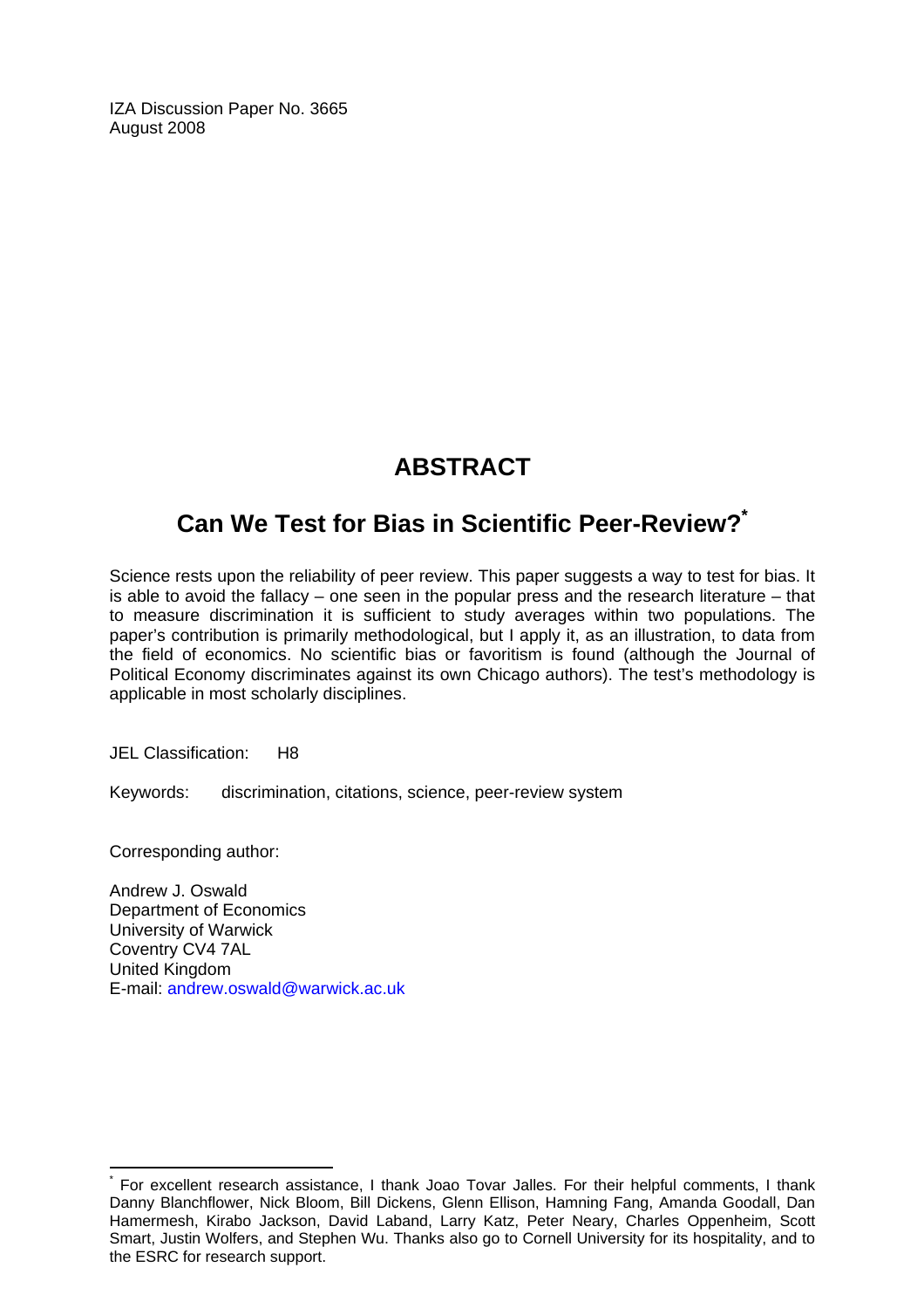IZA Discussion Paper No. 3665
August 2008

# ABSTRACT

## Can We Test for Bias in Scientific Peer-Review?*

Science rests upon the reliability of peer review. This paper suggests a way to test for bias. It is able to avoid the fallacy – one seen in the popular press and the research literature – that to measure discrimination it is sufficient to study averages within two populations. The paper's contribution is primarily methodological, but I apply it, as an illustration, to data from the field of economics. No scientific bias or favoritism is found (although the Journal of Political Economy discriminates against its own Chicago authors). The test's methodology is applicable in most scholarly disciplines.

JEL Classification: H8

Keywords: discrimination, citations, science, peer-review system

Corresponding author:

Andrew J. Oswald
Department of Economics
University of Warwick
Coventry CV4 7AL
United Kingdom
E-mail: andrew.oswald@warwick.ac.uk

---

* For excellent research assistance, I thank Joao Tovar Jalles. For their helpful comments, I thank Danny Blanchflower, Nick Bloom, Bill Dickens, Glenn Ellison, Hamning Fang, Amanda Goodall, Dan Hamermesh, Kirabo Jackson, David Laband, Larry Katz, Peter Neary, Charles Oppenheim, Scott Smart, Justin Wolfers, and Stephen Wu. Thanks also go to Cornell University for its hospitality, and to the ESRC for research support.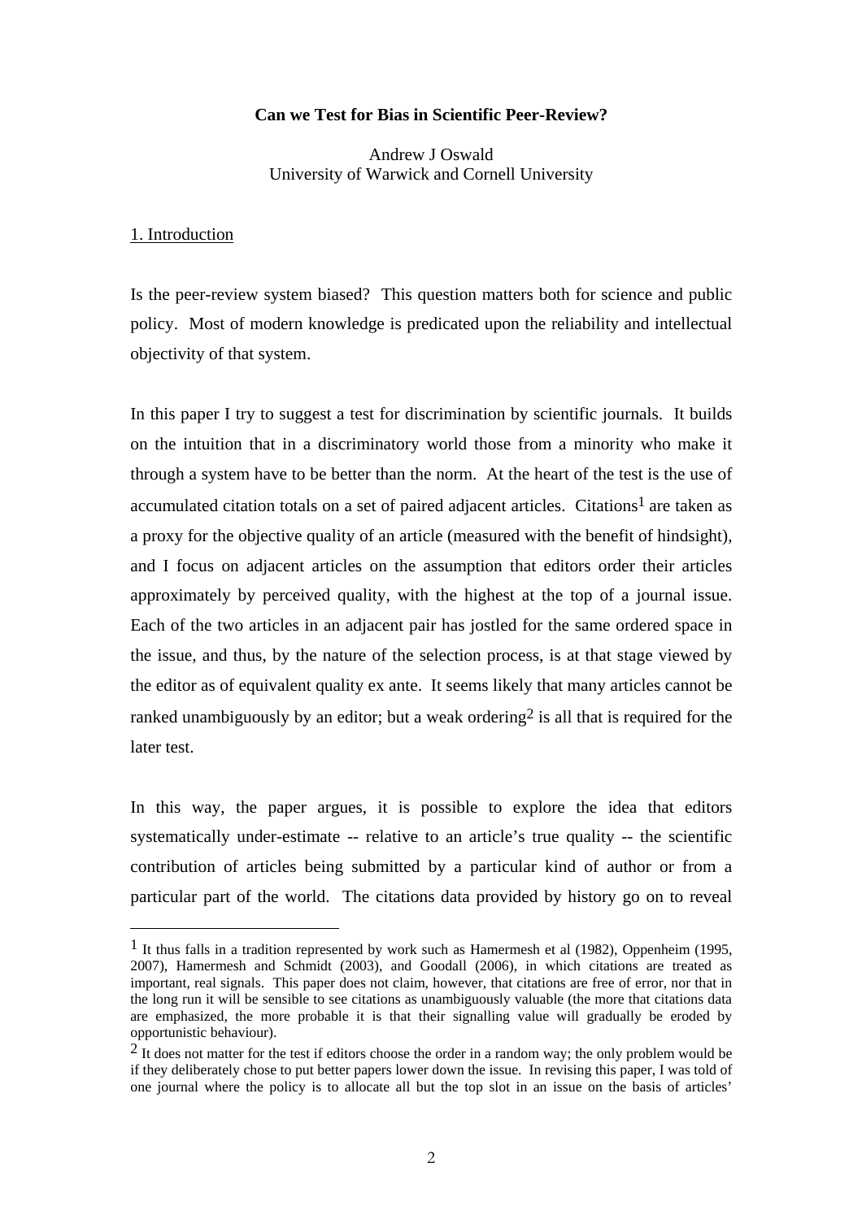**Can we Test for Bias in Scientific Peer-Review?**

Andrew J Oswald
University of Warwick and Cornell University

## 1. Introduction

Is the peer-review system biased? This question matters both for science and public policy. Most of modern knowledge is predicated upon the reliability and intellectual objectivity of that system.

In this paper I try to suggest a test for discrimination by scientific journals. It builds on the intuition that in a discriminatory world those from a minority who make it through a system have to be better than the norm. At the heart of the test is the use of accumulated citation totals on a set of paired adjacent articles. Citations[1] are taken as a proxy for the objective quality of an article (measured with the benefit of hindsight), and I focus on adjacent articles on the assumption that editors order their articles approximately by perceived quality, with the highest at the top of a journal issue. Each of the two articles in an adjacent pair has jostled for the same ordered space in the issue, and thus, by the nature of the selection process, is at that stage viewed by the editor as of equivalent quality ex ante. It seems likely that many articles cannot be ranked unambiguously by an editor; but a weak ordering[2] is all that is required for the later test.

In this way, the paper argues, it is possible to explore the idea that editors systematically under-estimate -- relative to an article's true quality -- the scientific contribution of articles being submitted by a particular kind of author or from a particular part of the world. The citations data provided by history go on to reveal

---

[1] It thus falls in a tradition represented by work such as Hamermesh et al (1982), Oppenheim (1995, 2007), Hamermesh and Schmidt (2003), and Goodall (2006), in which citations are treated as important, real signals. This paper does not claim, however, that citations are free of error, nor that in the long run it will be sensible to see citations as unambiguously valuable (the more that citations data are emphasized, the more probable it is that their signalling value will gradually be eroded by opportunistic behaviour).

[2] It does not matter for the test if editors choose the order in a random way; the only problem would be if they deliberately chose to put better papers lower down the issue. In revising this paper, I was told of one journal where the policy is to allocate all but the top slot in an issue on the basis of articles'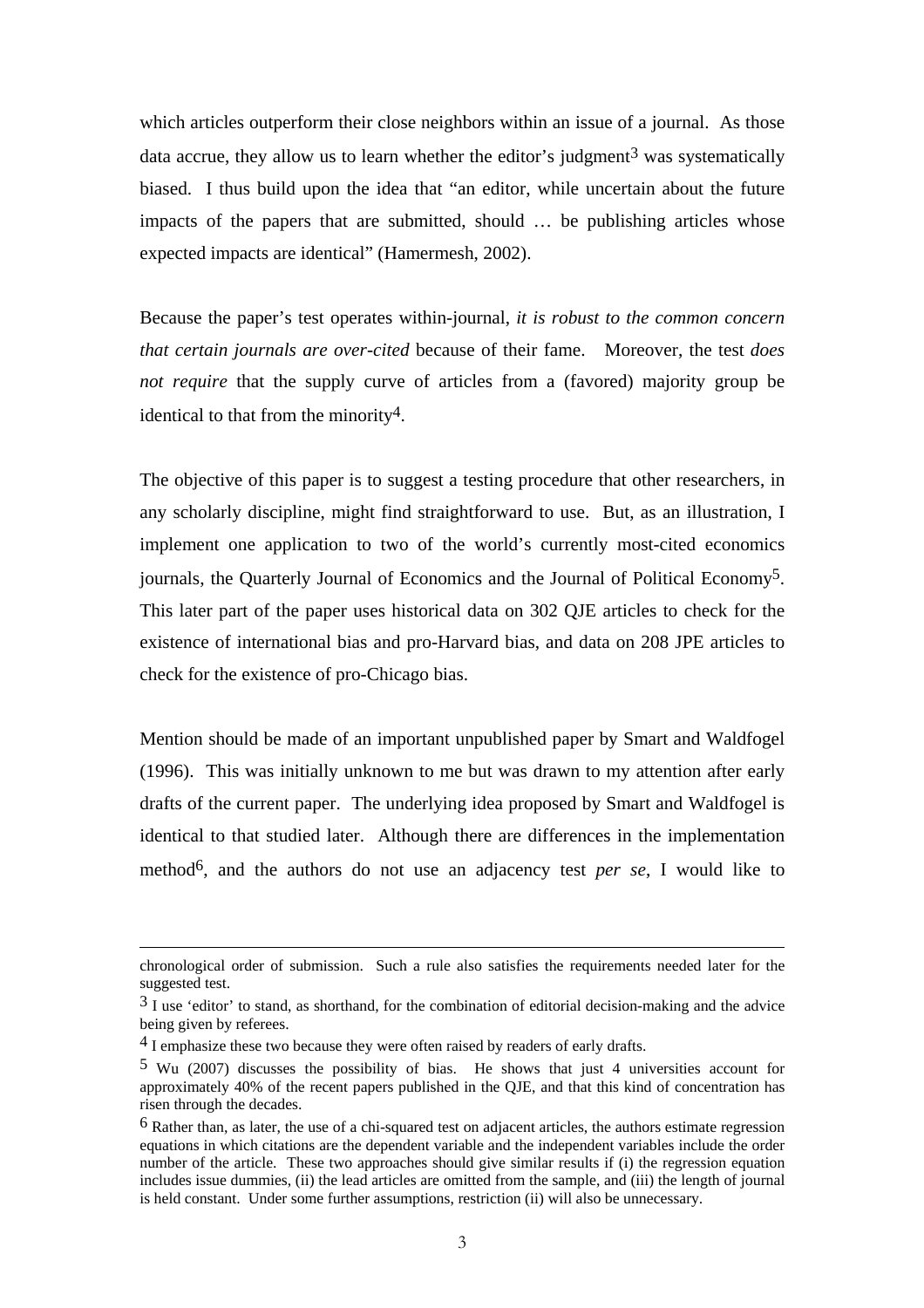which articles outperform their close neighbors within an issue of a journal. As those data accrue, they allow us to learn whether the editor's judgment[3] was systematically biased. I thus build upon the idea that "an editor, while uncertain about the future impacts of the papers that are submitted, should … be publishing articles whose expected impacts are identical" (Hamermesh, 2002).

Because the paper's test operates within-journal, *it is robust to the common concern that certain journals are over-cited* because of their fame. Moreover, the test *does not require* that the supply curve of articles from a (favored) majority group be identical to that from the minority[4].

The objective of this paper is to suggest a testing procedure that other researchers, in any scholarly discipline, might find straightforward to use. But, as an illustration, I implement one application to two of the world's currently most-cited economics journals, the Quarterly Journal of Economics and the Journal of Political Economy[5]. This later part of the paper uses historical data on 302 QJE articles to check for the existence of international bias and pro-Harvard bias, and data on 208 JPE articles to check for the existence of pro-Chicago bias.

Mention should be made of an important unpublished paper by Smart and Waldfogel (1996). This was initially unknown to me but was drawn to my attention after early drafts of the current paper. The underlying idea proposed by Smart and Waldfogel is identical to that studied later. Although there are differences in the implementation method[6], and the authors do not use an adjacency test *per se*, I would like to

---

chronological order of submission. Such a rule also satisfies the requirements needed later for the suggested test.

[3] I use 'editor' to stand, as shorthand, for the combination of editorial decision-making and the advice being given by referees.

[4] I emphasize these two because they were often raised by readers of early drafts.

[5] Wu (2007) discusses the possibility of bias. He shows that just 4 universities account for approximately 40% of the recent papers published in the QJE, and that this kind of concentration has risen through the decades.

[6] Rather than, as later, the use of a chi-squared test on adjacent articles, the authors estimate regression equations in which citations are the dependent variable and the independent variables include the order number of the article. These two approaches should give similar results if (i) the regression equation includes issue dummies, (ii) the lead articles are omitted from the sample, and (iii) the length of journal is held constant. Under some further assumptions, restriction (ii) will also be unnecessary.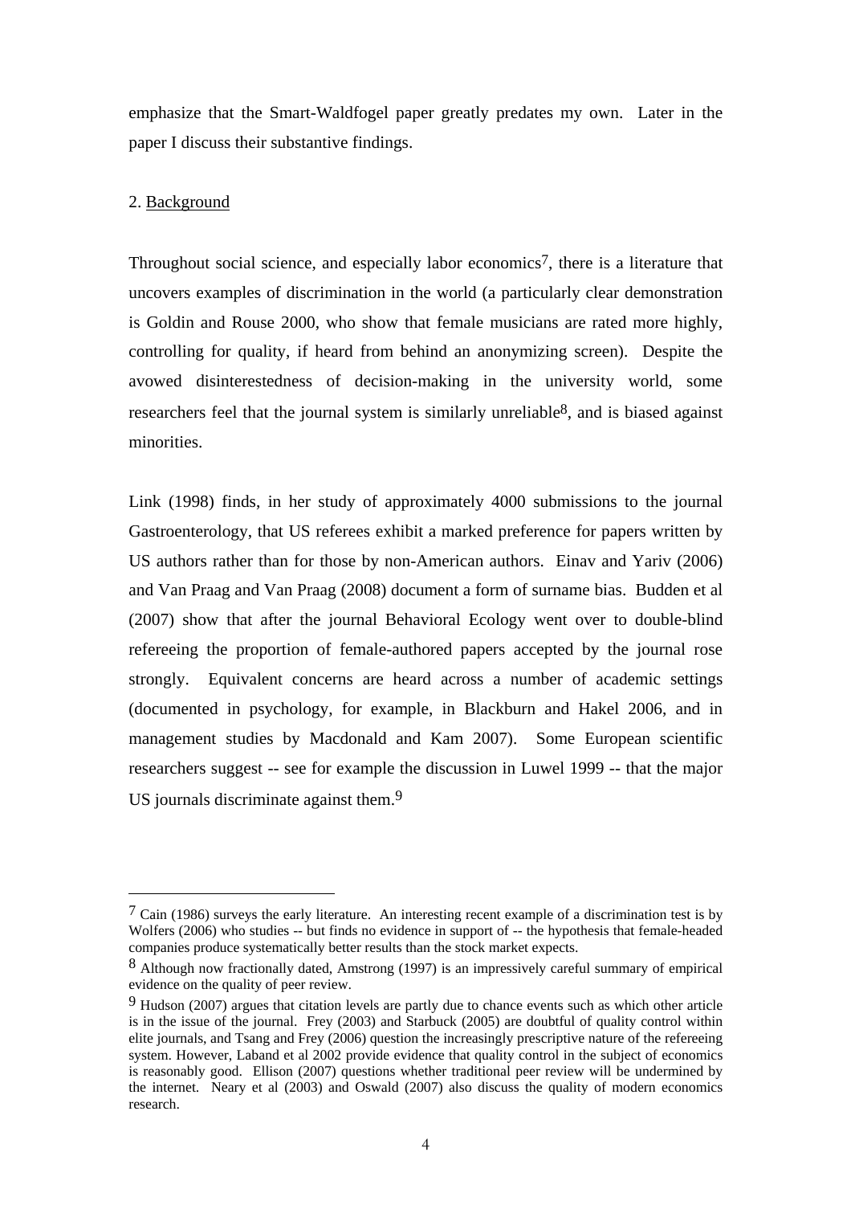emphasize that the Smart-Waldfogel paper greatly predates my own. Later in the paper I discuss their substantive findings.

## 2. Background

Throughout social science, and especially labor economics[7], there is a literature that uncovers examples of discrimination in the world (a particularly clear demonstration is Goldin and Rouse 2000, who show that female musicians are rated more highly, controlling for quality, if heard from behind an anonymizing screen). Despite the avowed disinterestedness of decision-making in the university world, some researchers feel that the journal system is similarly unreliable[8], and is biased against minorities.

Link (1998) finds, in her study of approximately 4000 submissions to the journal Gastroenterology, that US referees exhibit a marked preference for papers written by US authors rather than for those by non-American authors. Einav and Yariv (2006) and Van Praag and Van Praag (2008) document a form of surname bias. Budden et al (2007) show that after the journal Behavioral Ecology went over to double-blind refereeing the proportion of female-authored papers accepted by the journal rose strongly. Equivalent concerns are heard across a number of academic settings (documented in psychology, for example, in Blackburn and Hakel 2006, and in management studies by Macdonald and Kam 2007). Some European scientific researchers suggest -- see for example the discussion in Luwel 1999 -- that the major US journals discriminate against them.[9]

---

[7] Cain (1986) surveys the early literature. An interesting recent example of a discrimination test is by Wolfers (2006) who studies -- but finds no evidence in support of -- the hypothesis that female-headed companies produce systematically better results than the stock market expects.

[8] Although now fractionally dated, Amstrong (1997) is an impressively careful summary of empirical evidence on the quality of peer review.

[9] Hudson (2007) argues that citation levels are partly due to chance events such as which other article is in the issue of the journal. Frey (2003) and Starbuck (2005) are doubtful of quality control within elite journals, and Tsang and Frey (2006) question the increasingly prescriptive nature of the refereeing system. However, Laband et al 2002 provide evidence that quality control in the subject of economics is reasonably good. Ellison (2007) questions whether traditional peer review will be undermined by the internet. Neary et al (2003) and Oswald (2007) also discuss the quality of modern economics research.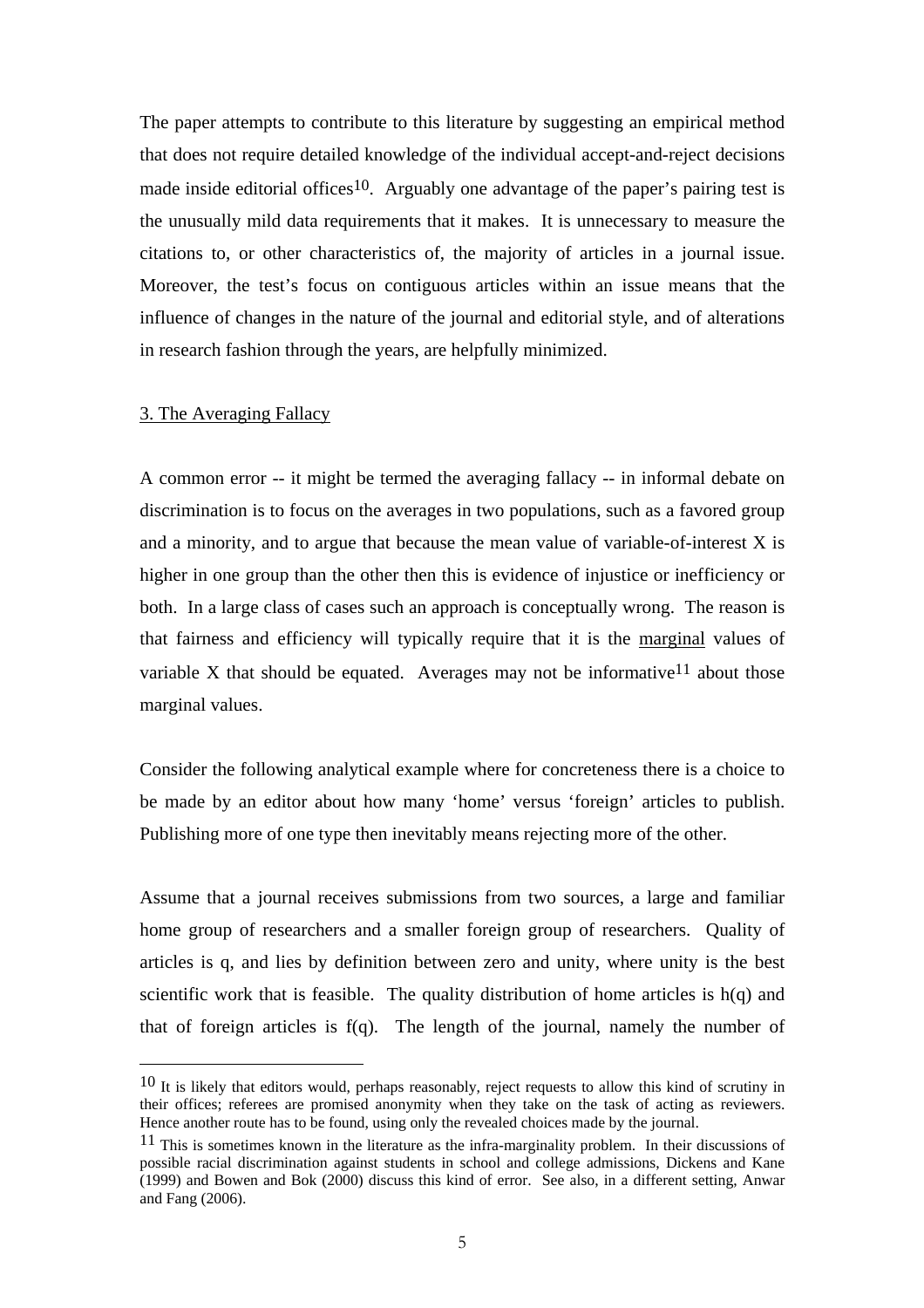The paper attempts to contribute to this literature by suggesting an empirical method that does not require detailed knowledge of the individual accept-and-reject decisions made inside editorial offices[10]. Arguably one advantage of the paper's pairing test is the unusually mild data requirements that it makes. It is unnecessary to measure the citations to, or other characteristics of, the majority of articles in a journal issue. Moreover, the test's focus on contiguous articles within an issue means that the influence of changes in the nature of the journal and editorial style, and of alterations in research fashion through the years, are helpfully minimized.

## 3. The Averaging Fallacy

A common error -- it might be termed the averaging fallacy -- in informal debate on discrimination is to focus on the averages in two populations, such as a favored group and a minority, and to argue that because the mean value of variable-of-interest X is higher in one group than the other then this is evidence of injustice or inefficiency or both. In a large class of cases such an approach is conceptually wrong. The reason is that fairness and efficiency will typically require that it is the marginal values of variable X that should be equated. Averages may not be informative[11] about those marginal values.

Consider the following analytical example where for concreteness there is a choice to be made by an editor about how many 'home' versus 'foreign' articles to publish. Publishing more of one type then inevitably means rejecting more of the other.

Assume that a journal receives submissions from two sources, a large and familiar home group of researchers and a smaller foreign group of researchers. Quality of articles is q, and lies by definition between zero and unity, where unity is the best scientific work that is feasible. The quality distribution of home articles is h(q) and that of foreign articles is f(q). The length of the journal, namely the number of

---

[10] It is likely that editors would, perhaps reasonably, reject requests to allow this kind of scrutiny in their offices; referees are promised anonymity when they take on the task of acting as reviewers. Hence another route has to be found, using only the revealed choices made by the journal.

[11] This is sometimes known in the literature as the infra-marginality problem. In their discussions of possible racial discrimination against students in school and college admissions, Dickens and Kane (1999) and Bowen and Bok (2000) discuss this kind of error. See also, in a different setting, Anwar and Fang (2006).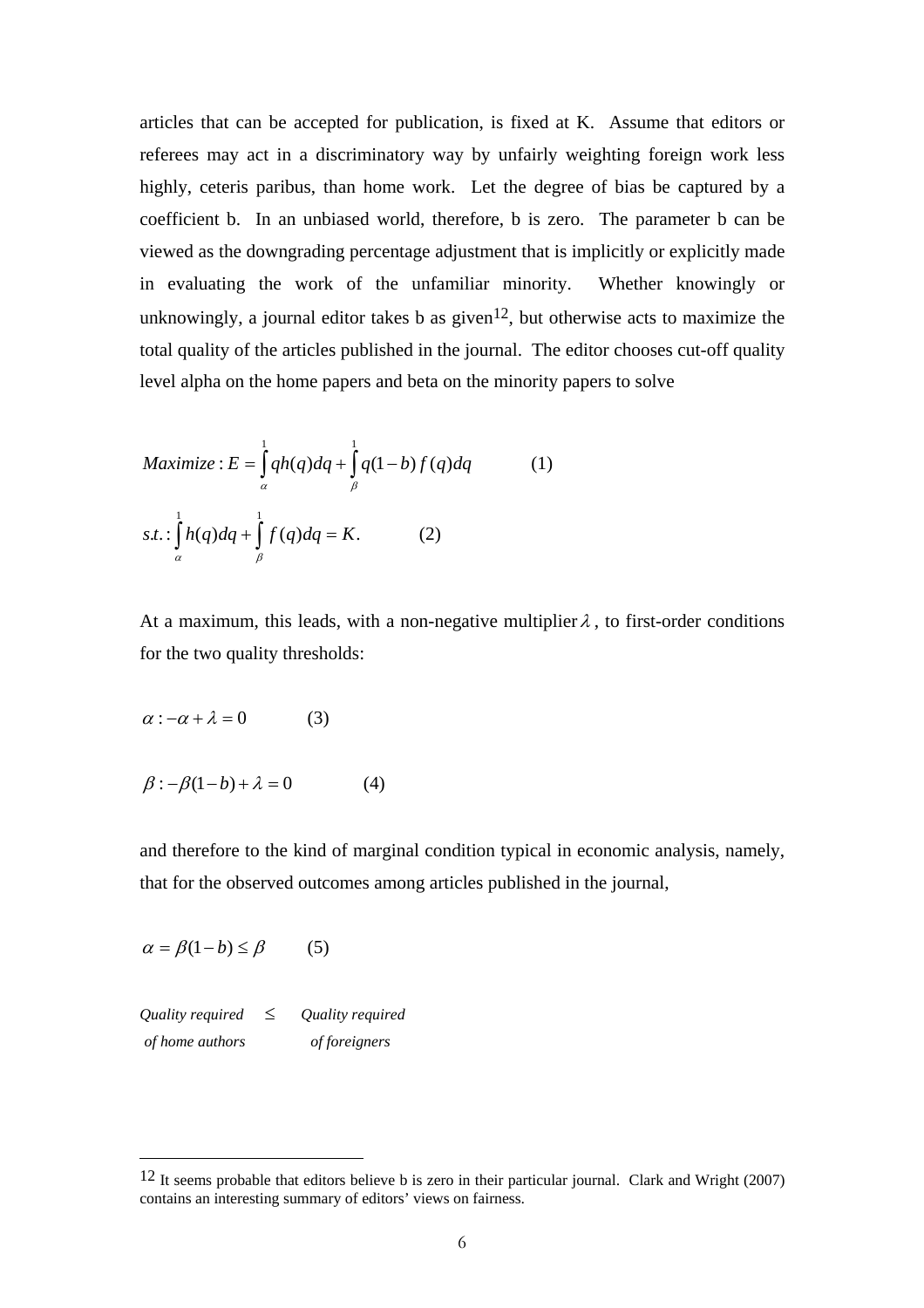articles that can be accepted for publication, is fixed at K. Assume that editors or referees may act in a discriminatory way by unfairly weighting foreign work less highly, ceteris paribus, than home work. Let the degree of bias be captured by a coefficient b. In an unbiased world, therefore, b is zero. The parameter b can be viewed as the downgrading percentage adjustment that is implicitly or explicitly made in evaluating the work of the unfamiliar minority. Whether knowingly or unknowingly, a journal editor takes b as given[12], but otherwise acts to maximize the total quality of the articles published in the journal. The editor chooses cut-off quality level alpha on the home papers and beta on the minority papers to solve

$$Maximize: E = \int_{\alpha}^{1} qh(q)dq + \int_{\beta}^{1} q(1-b)f(q)dq \qquad (1)$$

$$s.t.: \int_{\alpha}^{1} h(q)dq + \int_{\beta}^{1} f(q)dq = K. \qquad (2)$$

At a maximum, this leads, with a non-negative multiplier $\lambda$, to first-order conditions for the two quality thresholds:

$$\alpha : -\alpha + \lambda = 0 \qquad (3)$$

$$\beta : -\beta(1-b) + \lambda = 0 \qquad (4)$$

and therefore to the kind of marginal condition typical in economic analysis, namely, that for the observed outcomes among articles published in the journal,

$$\alpha = \beta(1-b) \leq \beta \qquad (5)$$

*Quality required of home authors* $\leq$ *Quality required of foreigners*

---

[12] It seems probable that editors believe b is zero in their particular journal. Clark and Wright (2007) contains an interesting summary of editors' views on fairness.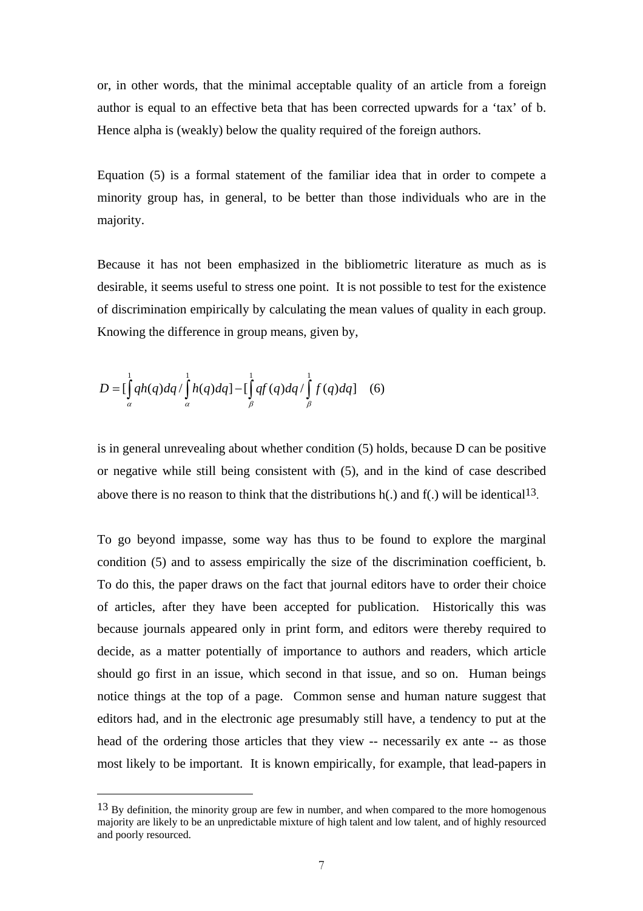or, in other words, that the minimal acceptable quality of an article from a foreign author is equal to an effective beta that has been corrected upwards for a 'tax' of b. Hence alpha is (weakly) below the quality required of the foreign authors.

Equation (5) is a formal statement of the familiar idea that in order to compete a minority group has, in general, to be better than those individuals who are in the majority.

Because it has not been emphasized in the bibliometric literature as much as is desirable, it seems useful to stress one point. It is not possible to test for the existence of discrimination empirically by calculating the mean values of quality in each group. Knowing the difference in group means, given by,

$$D = [\int_{\alpha}^{1} qh(q)dq / \int_{\alpha}^{1} h(q)dq] - [\int_{\beta}^{1} qf(q)dq / \int_{\beta}^{1} f(q)dq] \quad (6)$$

is in general unrevealing about whether condition (5) holds, because D can be positive or negative while still being consistent with (5), and in the kind of case described above there is no reason to think that the distributions h(.) and f(.) will be identical[13].

To go beyond impasse, some way has thus to be found to explore the marginal condition (5) and to assess empirically the size of the discrimination coefficient, b. To do this, the paper draws on the fact that journal editors have to order their choice of articles, after they have been accepted for publication. Historically this was because journals appeared only in print form, and editors were thereby required to decide, as a matter potentially of importance to authors and readers, which article should go first in an issue, which second in that issue, and so on. Human beings notice things at the top of a page. Common sense and human nature suggest that editors had, and in the electronic age presumably still have, a tendency to put at the head of the ordering those articles that they view -- necessarily ex ante -- as those most likely to be important. It is known empirically, for example, that lead-papers in

[13] By definition, the minority group are few in number, and when compared to the more homogenous majority are likely to be an unpredictable mixture of high talent and low talent, and of highly resourced and poorly resourced.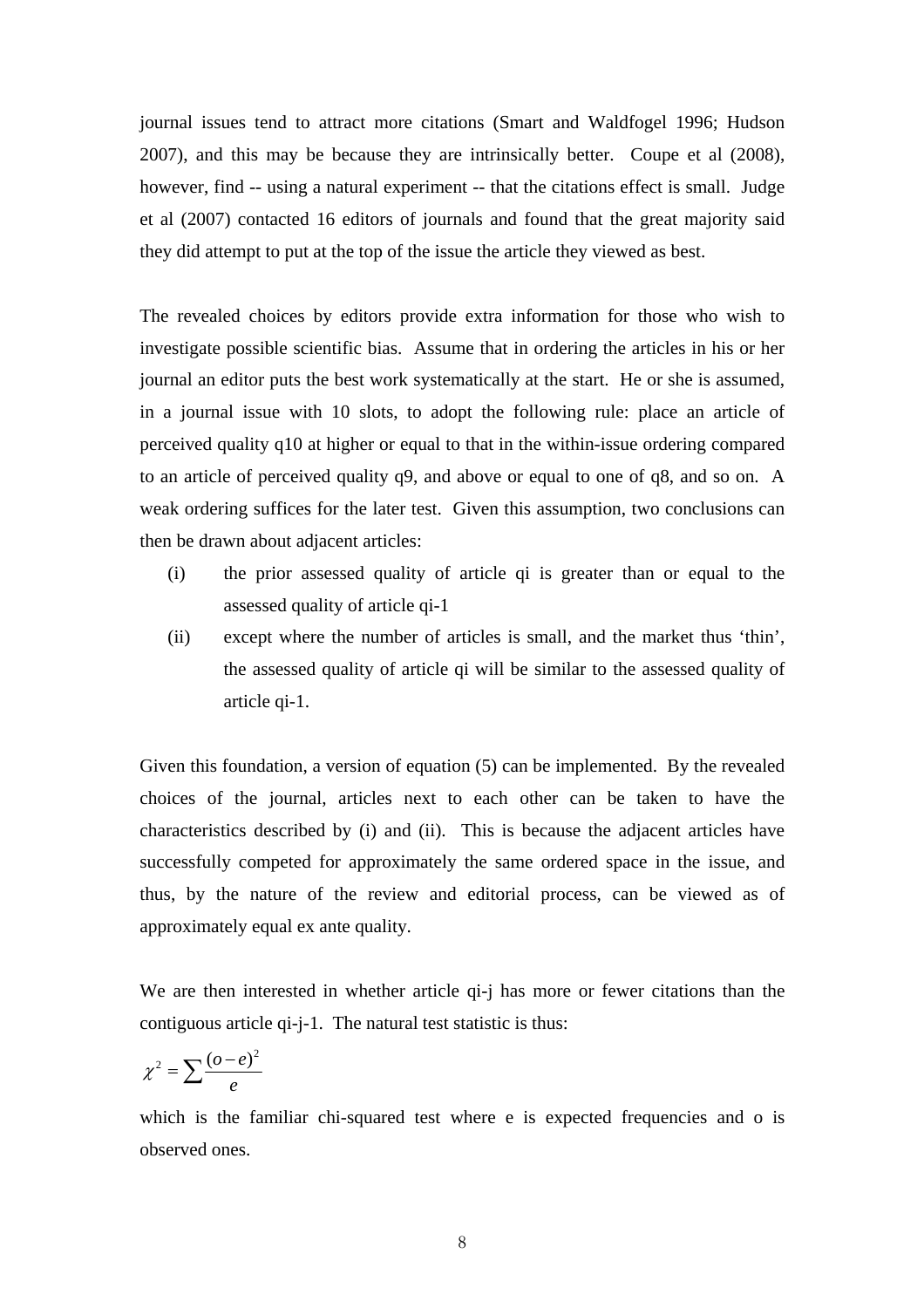journal issues tend to attract more citations (Smart and Waldfogel 1996; Hudson 2007), and this may be because they are intrinsically better. Coupe et al (2008), however, find -- using a natural experiment -- that the citations effect is small. Judge et al (2007) contacted 16 editors of journals and found that the great majority said they did attempt to put at the top of the issue the article they viewed as best.

The revealed choices by editors provide extra information for those who wish to investigate possible scientific bias. Assume that in ordering the articles in his or her journal an editor puts the best work systematically at the start. He or she is assumed, in a journal issue with 10 slots, to adopt the following rule: place an article of perceived quality q10 at higher or equal to that in the within-issue ordering compared to an article of perceived quality q9, and above or equal to one of q8, and so on. A weak ordering suffices for the later test. Given this assumption, two conclusions can then be drawn about adjacent articles:

(i) the prior assessed quality of article qi is greater than or equal to the assessed quality of article qi-1

(ii) except where the number of articles is small, and the market thus 'thin', the assessed quality of article qi will be similar to the assessed quality of article qi-1.

Given this foundation, a version of equation (5) can be implemented. By the revealed choices of the journal, articles next to each other can be taken to have the characteristics described by (i) and (ii). This is because the adjacent articles have successfully competed for approximately the same ordered space in the issue, and thus, by the nature of the review and editorial process, can be viewed as of approximately equal ex ante quality.

We are then interested in whether article qi-j has more or fewer citations than the contiguous article qi-j-1. The natural test statistic is thus:

$$\chi^2 = \sum \frac{(o-e)^2}{e}$$

which is the familiar chi-squared test where e is expected frequencies and o is observed ones.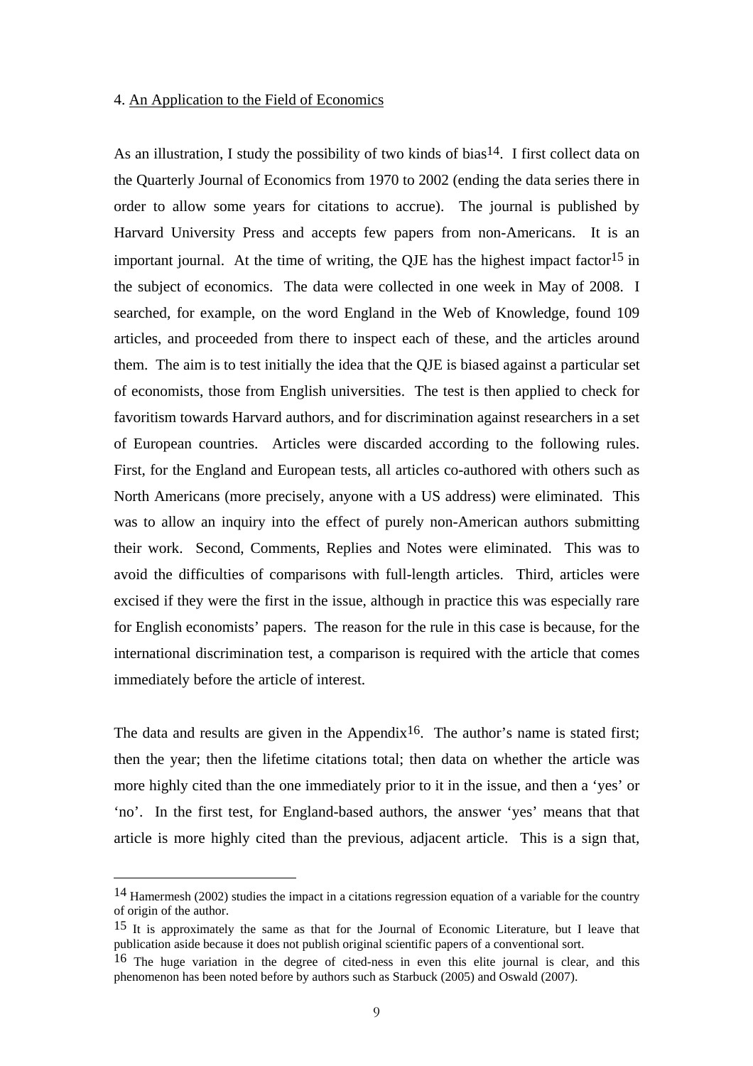4. An Application to the Field of Economics

As an illustration, I study the possibility of two kinds of bias[14]. I first collect data on the Quarterly Journal of Economics from 1970 to 2002 (ending the data series there in order to allow some years for citations to accrue). The journal is published by Harvard University Press and accepts few papers from non-Americans. It is an important journal. At the time of writing, the QJE has the highest impact factor[15] in the subject of economics. The data were collected in one week in May of 2008. I searched, for example, on the word England in the Web of Knowledge, found 109 articles, and proceeded from there to inspect each of these, and the articles around them. The aim is to test initially the idea that the QJE is biased against a particular set of economists, those from English universities. The test is then applied to check for favoritism towards Harvard authors, and for discrimination against researchers in a set of European countries. Articles were discarded according to the following rules. First, for the England and European tests, all articles co-authored with others such as North Americans (more precisely, anyone with a US address) were eliminated. This was to allow an inquiry into the effect of purely non-American authors submitting their work. Second, Comments, Replies and Notes were eliminated. This was to avoid the difficulties of comparisons with full-length articles. Third, articles were excised if they were the first in the issue, although in practice this was especially rare for English economists' papers. The reason for the rule in this case is because, for the international discrimination test, a comparison is required with the article that comes immediately before the article of interest.

The data and results are given in the Appendix[16]. The author's name is stated first; then the year; then the lifetime citations total; then data on whether the article was more highly cited than the one immediately prior to it in the issue, and then a 'yes' or 'no'. In the first test, for England-based authors, the answer 'yes' means that that article is more highly cited than the previous, adjacent article. This is a sign that,

---

[14] Hamermesh (2002) studies the impact in a citations regression equation of a variable for the country of origin of the author.

[15] It is approximately the same as that for the Journal of Economic Literature, but I leave that publication aside because it does not publish original scientific papers of a conventional sort.

[16] The huge variation in the degree of cited-ness in even this elite journal is clear, and this phenomenon has been noted before by authors such as Starbuck (2005) and Oswald (2007).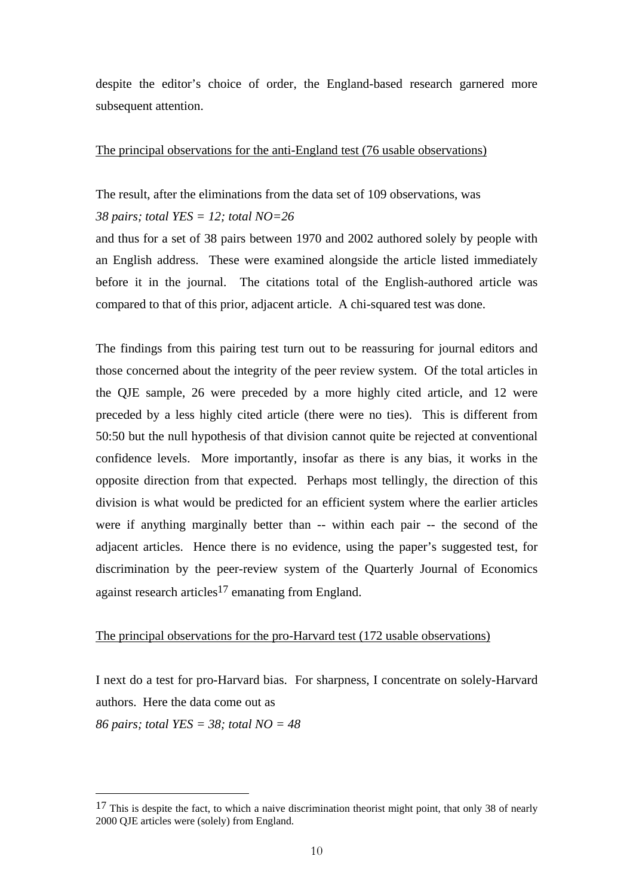despite the editor's choice of order, the England-based research garnered more subsequent attention.

The principal observations for the anti-England test (76 usable observations)

The result, after the eliminations from the data set of 109 observations, was

*38 pairs; total YES = 12; total NO=26*

and thus for a set of 38 pairs between 1970 and 2002 authored solely by people with an English address. These were examined alongside the article listed immediately before it in the journal. The citations total of the English-authored article was compared to that of this prior, adjacent article. A chi-squared test was done.

The findings from this pairing test turn out to be reassuring for journal editors and those concerned about the integrity of the peer review system. Of the total articles in the QJE sample, 26 were preceded by a more highly cited article, and 12 were preceded by a less highly cited article (there were no ties). This is different from 50:50 but the null hypothesis of that division cannot quite be rejected at conventional confidence levels. More importantly, insofar as there is any bias, it works in the opposite direction from that expected. Perhaps most tellingly, the direction of this division is what would be predicted for an efficient system where the earlier articles were if anything marginally better than -- within each pair -- the second of the adjacent articles. Hence there is no evidence, using the paper's suggested test, for discrimination by the peer-review system of the Quarterly Journal of Economics against research articles[17] emanating from England.

The principal observations for the pro-Harvard test (172 usable observations)

I next do a test for pro-Harvard bias. For sharpness, I concentrate on solely-Harvard authors. Here the data come out as

*86 pairs; total YES = 38; total NO = 48*

[17] This is despite the fact, to which a naive discrimination theorist might point, that only 38 of nearly 2000 QJE articles were (solely) from England.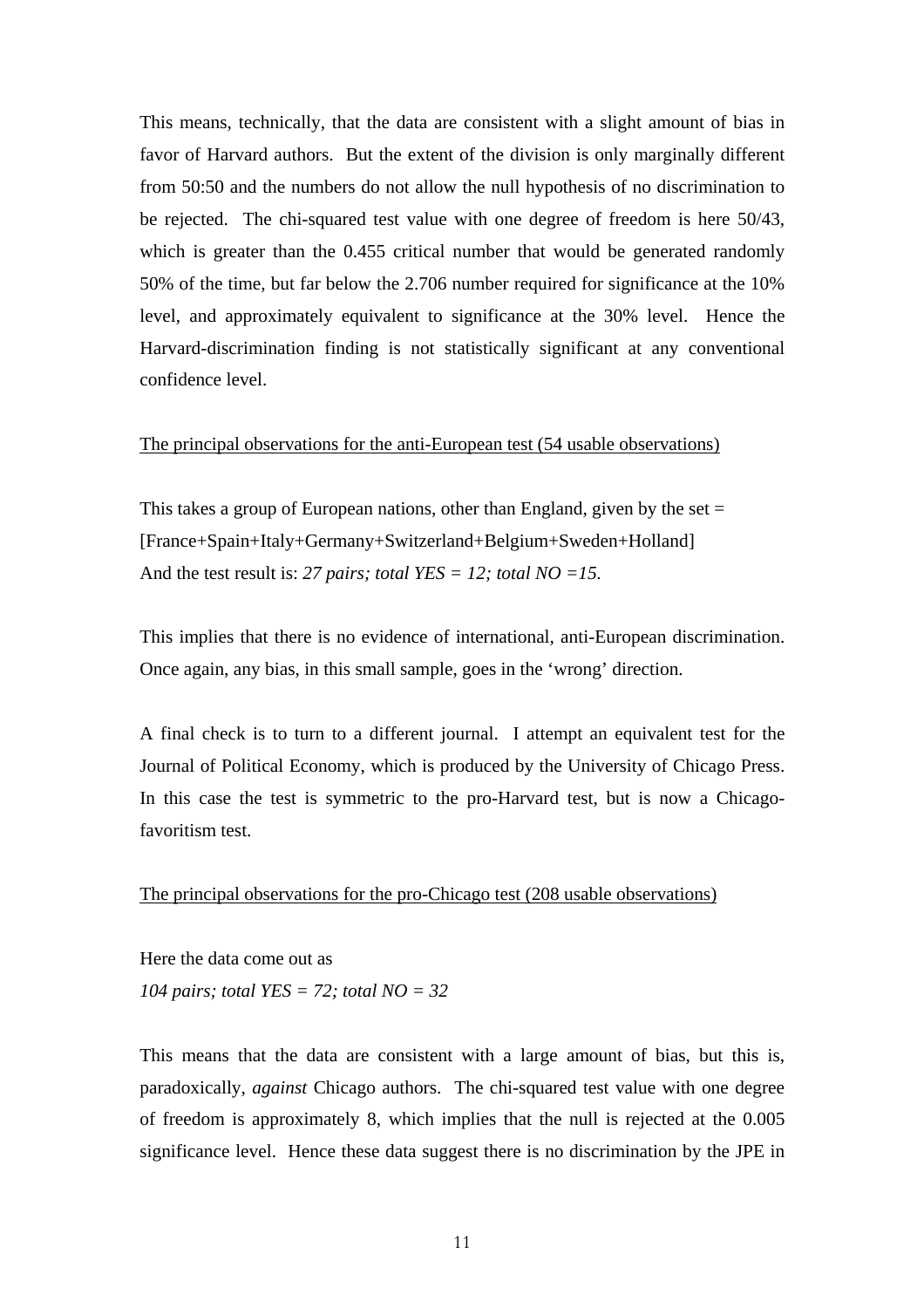This means, technically, that the data are consistent with a slight amount of bias in favor of Harvard authors. But the extent of the division is only marginally different from 50:50 and the numbers do not allow the null hypothesis of no discrimination to be rejected. The chi-squared test value with one degree of freedom is here 50/43, which is greater than the 0.455 critical number that would be generated randomly 50% of the time, but far below the 2.706 number required for significance at the 10% level, and approximately equivalent to significance at the 30% level. Hence the Harvard-discrimination finding is not statistically significant at any conventional confidence level.

<u>The principal observations for the anti-European test (54 usable observations)</u>

This takes a group of European nations, other than England, given by the set = [France+Spain+Italy+Germany+Switzerland+Belgium+Sweden+Holland]
And the test result is: *27 pairs; total YES = 12; total NO =15.*

This implies that there is no evidence of international, anti-European discrimination. Once again, any bias, in this small sample, goes in the 'wrong' direction.

A final check is to turn to a different journal. I attempt an equivalent test for the Journal of Political Economy, which is produced by the University of Chicago Press. In this case the test is symmetric to the pro-Harvard test, but is now a Chicago-favoritism test.

<u>The principal observations for the pro-Chicago test (208 usable observations)</u>

Here the data come out as
*104 pairs; total YES = 72; total NO = 32*

This means that the data are consistent with a large amount of bias, but this is, paradoxically, *against* Chicago authors. The chi-squared test value with one degree of freedom is approximately 8, which implies that the null is rejected at the 0.005 significance level. Hence these data suggest there is no discrimination by the JPE in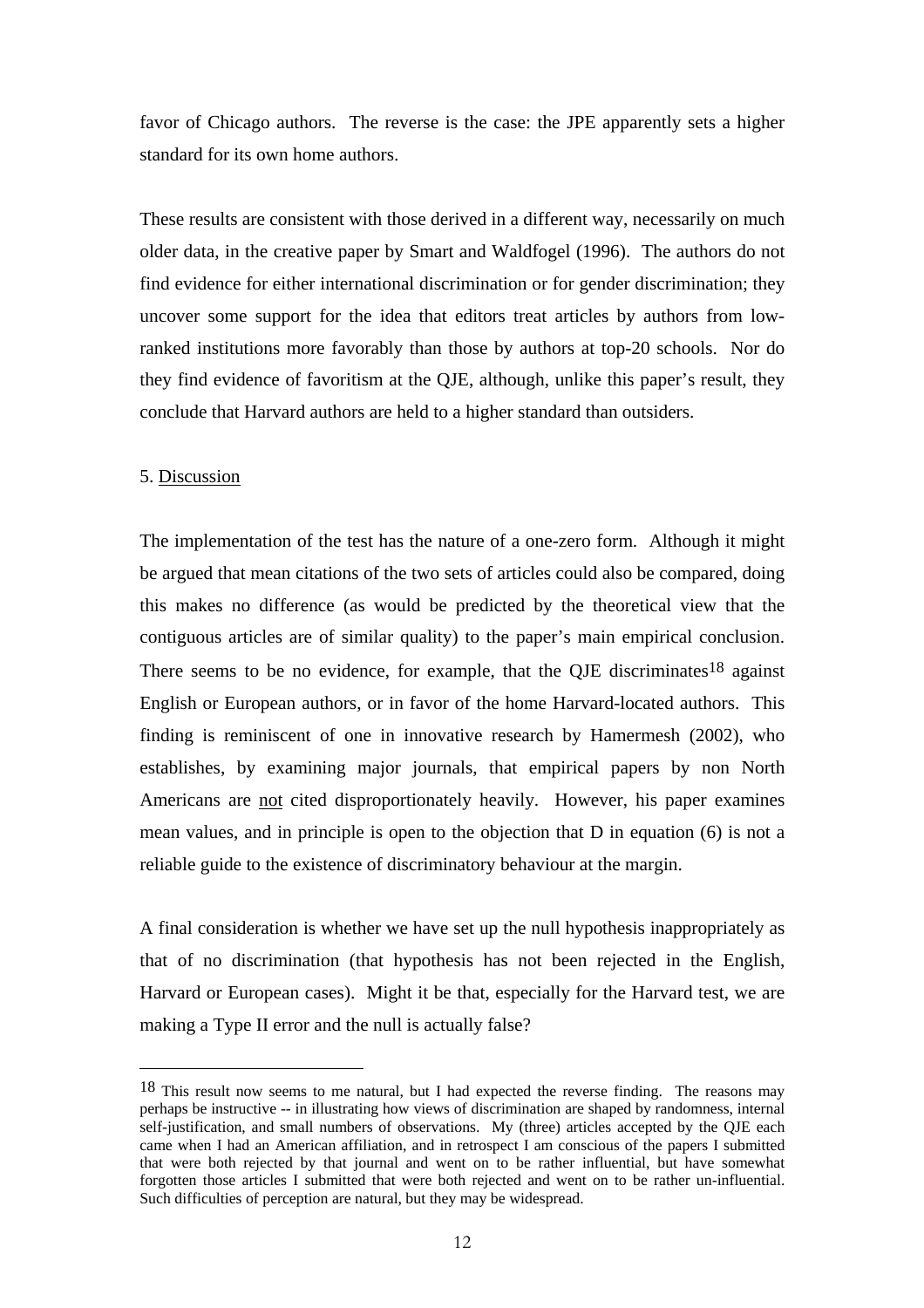favor of Chicago authors. The reverse is the case: the JPE apparently sets a higher standard for its own home authors.

These results are consistent with those derived in a different way, necessarily on much older data, in the creative paper by Smart and Waldfogel (1996). The authors do not find evidence for either international discrimination or for gender discrimination; they uncover some support for the idea that editors treat articles by authors from low-ranked institutions more favorably than those by authors at top-20 schools. Nor do they find evidence of favoritism at the QJE, although, unlike this paper's result, they conclude that Harvard authors are held to a higher standard than outsiders.

## 5. Discussion

The implementation of the test has the nature of a one-zero form. Although it might be argued that mean citations of the two sets of articles could also be compared, doing this makes no difference (as would be predicted by the theoretical view that the contiguous articles are of similar quality) to the paper's main empirical conclusion. There seems to be no evidence, for example, that the QJE discriminates[18] against English or European authors, or in favor of the home Harvard-located authors. This finding is reminiscent of one in innovative research by Hamermesh (2002), who establishes, by examining major journals, that empirical papers by non North Americans are not cited disproportionately heavily. However, his paper examines mean values, and in principle is open to the objection that D in equation (6) is not a reliable guide to the existence of discriminatory behaviour at the margin.

A final consideration is whether we have set up the null hypothesis inappropriately as that of no discrimination (that hypothesis has not been rejected in the English, Harvard or European cases). Might it be that, especially for the Harvard test, we are making a Type II error and the null is actually false?

---

[18] This result now seems to me natural, but I had expected the reverse finding. The reasons may perhaps be instructive -- in illustrating how views of discrimination are shaped by randomness, internal self-justification, and small numbers of observations. My (three) articles accepted by the QJE each came when I had an American affiliation, and in retrospect I am conscious of the papers I submitted that were both rejected by that journal and went on to be rather influential, but have somewhat forgotten those articles I submitted that were both rejected and went on to be rather un-influential. Such difficulties of perception are natural, but they may be widespread.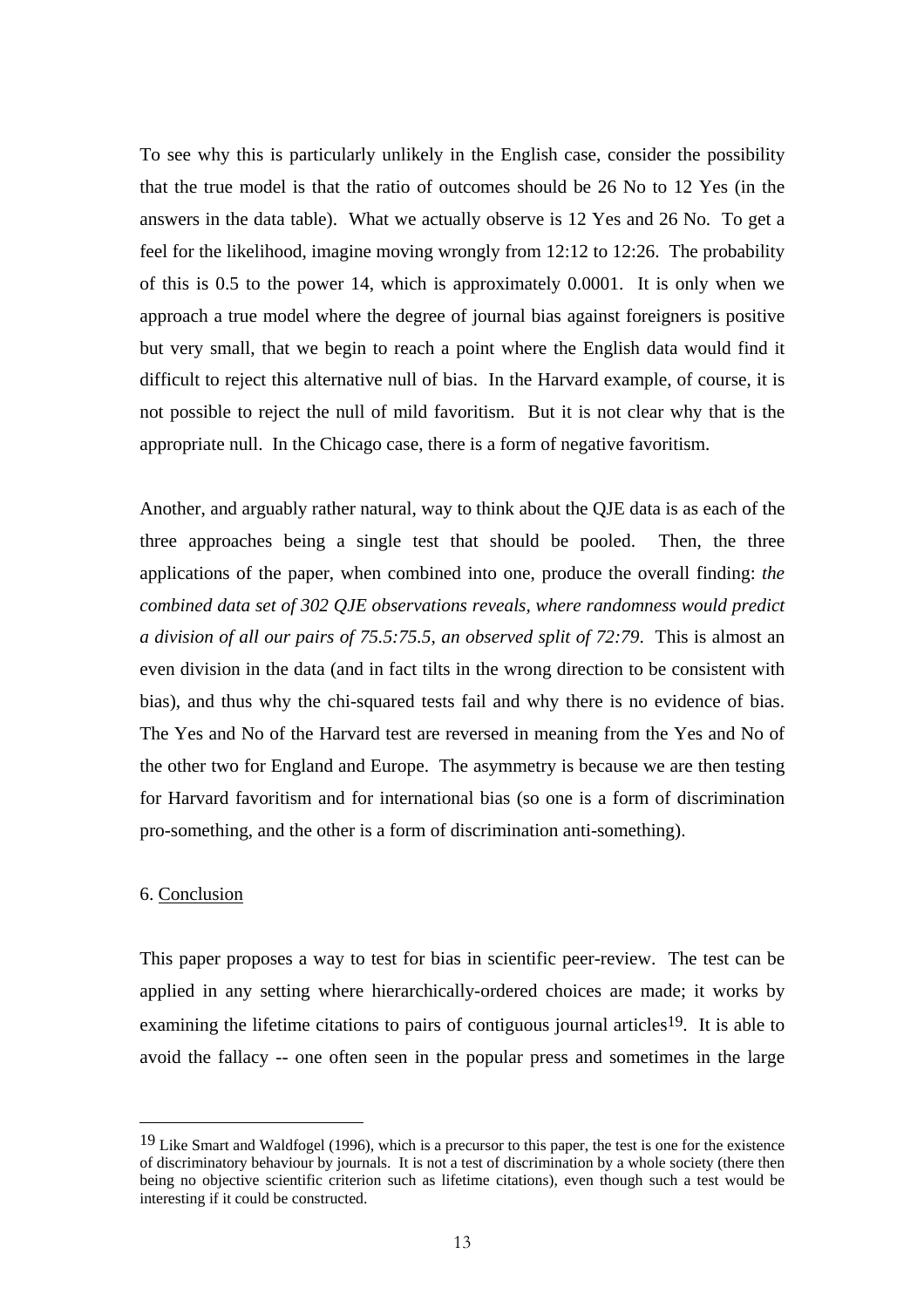To see why this is particularly unlikely in the English case, consider the possibility that the true model is that the ratio of outcomes should be 26 No to 12 Yes (in the answers in the data table). What we actually observe is 12 Yes and 26 No. To get a feel for the likelihood, imagine moving wrongly from 12:12 to 12:26. The probability of this is 0.5 to the power 14, which is approximately 0.0001. It is only when we approach a true model where the degree of journal bias against foreigners is positive but very small, that we begin to reach a point where the English data would find it difficult to reject this alternative null of bias. In the Harvard example, of course, it is not possible to reject the null of mild favoritism. But it is not clear why that is the appropriate null. In the Chicago case, there is a form of negative favoritism.

Another, and arguably rather natural, way to think about the QJE data is as each of the three approaches being a single test that should be pooled. Then, the three applications of the paper, when combined into one, produce the overall finding: *the combined data set of 302 QJE observations reveals, where randomness would predict a division of all our pairs of 75.5:75.5, an observed split of 72:79*. This is almost an even division in the data (and in fact tilts in the wrong direction to be consistent with bias), and thus why the chi-squared tests fail and why there is no evidence of bias. The Yes and No of the Harvard test are reversed in meaning from the Yes and No of the other two for England and Europe. The asymmetry is because we are then testing for Harvard favoritism and for international bias (so one is a form of discrimination pro-something, and the other is a form of discrimination anti-something).

6. Conclusion

This paper proposes a way to test for bias in scientific peer-review. The test can be applied in any setting where hierarchically-ordered choices are made; it works by examining the lifetime citations to pairs of contiguous journal articles[19]. It is able to avoid the fallacy -- one often seen in the popular press and sometimes in the large

[19] Like Smart and Waldfogel (1996), which is a precursor to this paper, the test is one for the existence of discriminatory behaviour by journals. It is not a test of discrimination by a whole society (there then being no objective scientific criterion such as lifetime citations), even though such a test would be interesting if it could be constructed.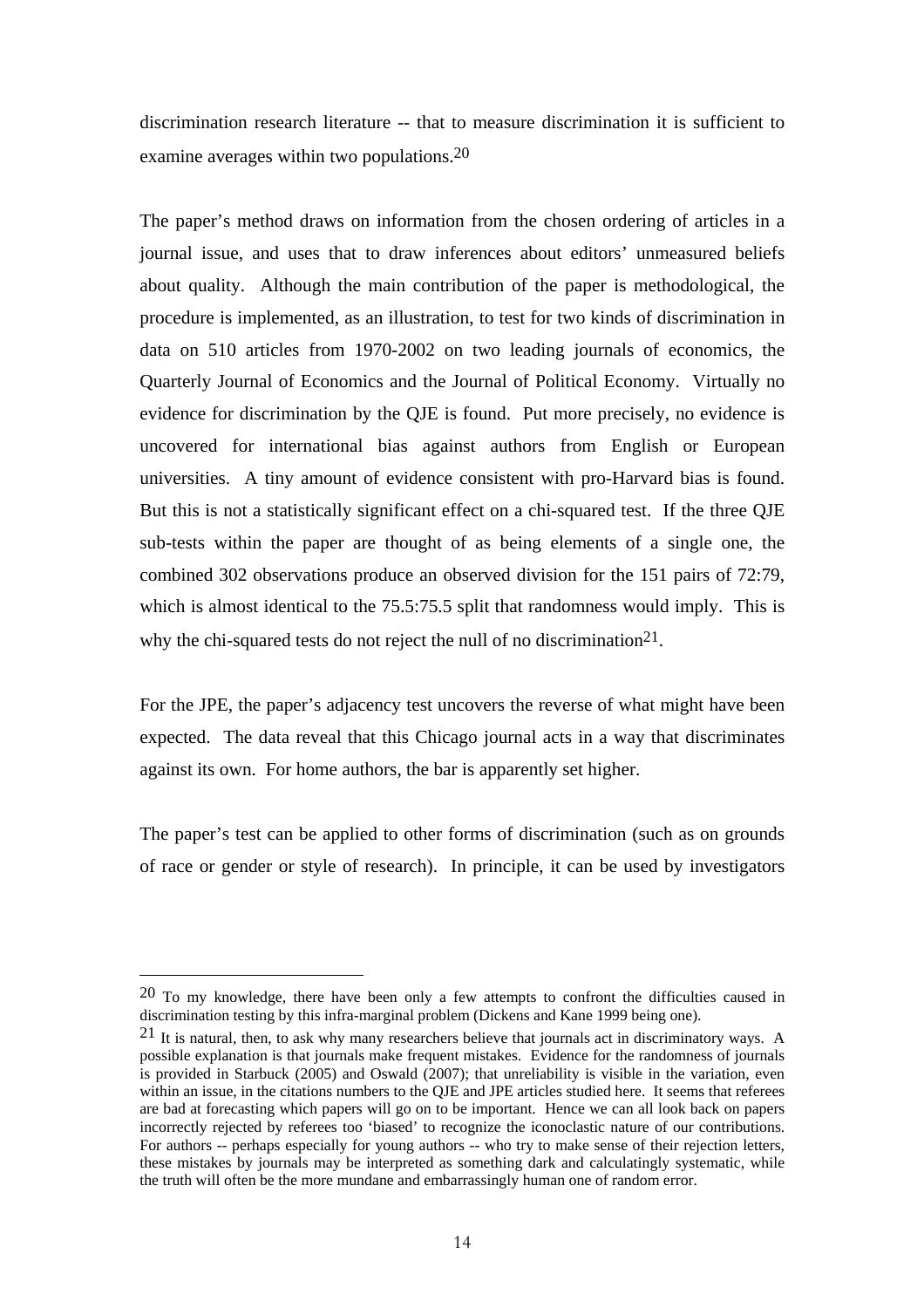discrimination research literature -- that to measure discrimination it is sufficient to examine averages within two populations.[20]

The paper's method draws on information from the chosen ordering of articles in a journal issue, and uses that to draw inferences about editors' unmeasured beliefs about quality. Although the main contribution of the paper is methodological, the procedure is implemented, as an illustration, to test for two kinds of discrimination in data on 510 articles from 1970-2002 on two leading journals of economics, the Quarterly Journal of Economics and the Journal of Political Economy. Virtually no evidence for discrimination by the QJE is found. Put more precisely, no evidence is uncovered for international bias against authors from English or European universities. A tiny amount of evidence consistent with pro-Harvard bias is found. But this is not a statistically significant effect on a chi-squared test. If the three QJE sub-tests within the paper are thought of as being elements of a single one, the combined 302 observations produce an observed division for the 151 pairs of 72:79, which is almost identical to the 75.5:75.5 split that randomness would imply. This is why the chi-squared tests do not reject the null of no discrimination[21].

For the JPE, the paper's adjacency test uncovers the reverse of what might have been expected. The data reveal that this Chicago journal acts in a way that discriminates against its own. For home authors, the bar is apparently set higher.

The paper's test can be applied to other forms of discrimination (such as on grounds of race or gender or style of research). In principle, it can be used by investigators

---

[20] To my knowledge, there have been only a few attempts to confront the difficulties caused in discrimination testing by this infra-marginal problem (Dickens and Kane 1999 being one).

[21] It is natural, then, to ask why many researchers believe that journals act in discriminatory ways. A possible explanation is that journals make frequent mistakes. Evidence for the randomness of journals is provided in Starbuck (2005) and Oswald (2007); that unreliability is visible in the variation, even within an issue, in the citations numbers to the QJE and JPE articles studied here. It seems that referees are bad at forecasting which papers will go on to be important. Hence we can all look back on papers incorrectly rejected by referees too 'biased' to recognize the iconoclastic nature of our contributions. For authors -- perhaps especially for young authors -- who try to make sense of their rejection letters, these mistakes by journals may be interpreted as something dark and calculatingly systematic, while the truth will often be the more mundane and embarrassingly human one of random error.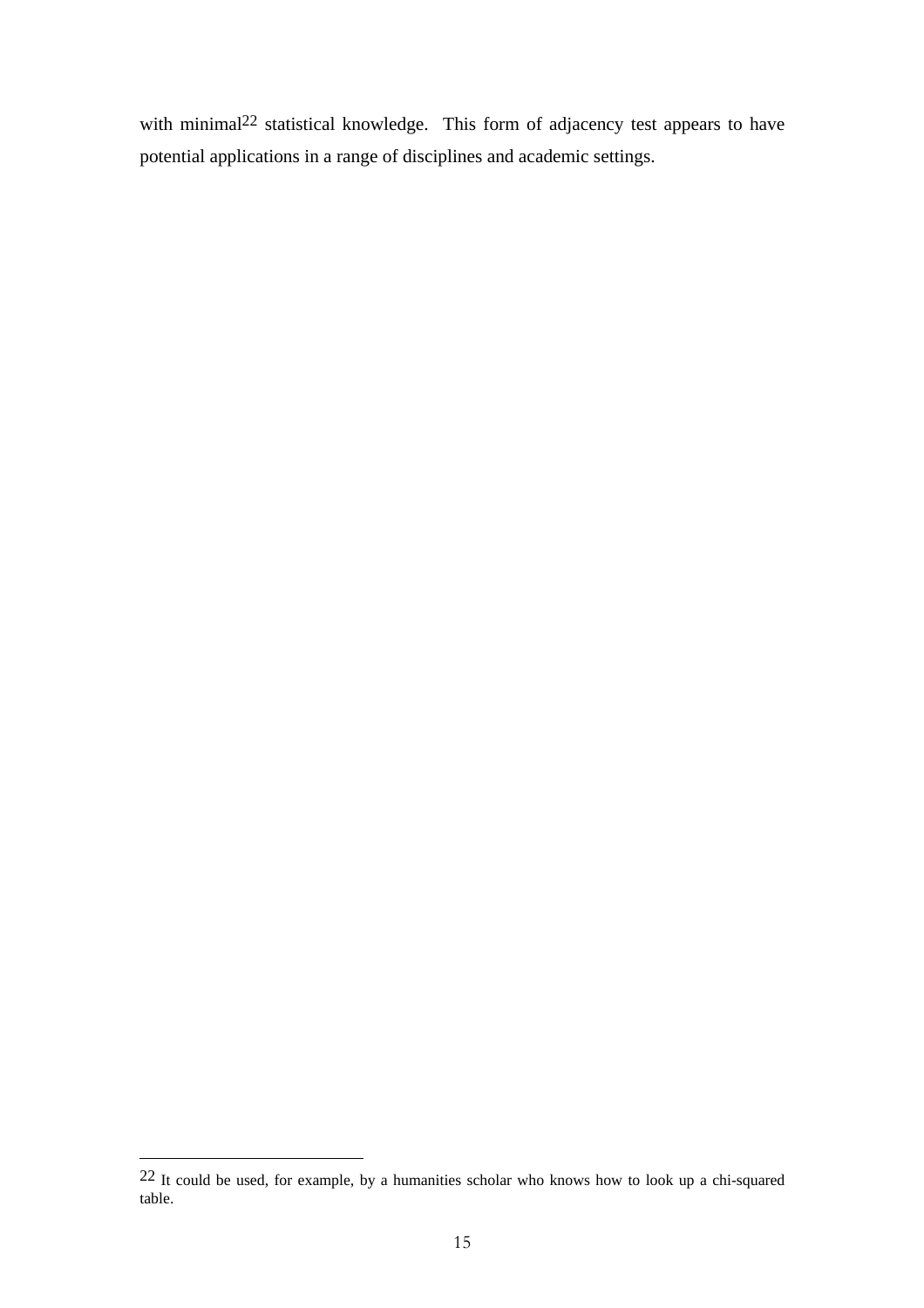with minimal[22] statistical knowledge. This form of adjacency test appears to have potential applications in a range of disciplines and academic settings.

[22] It could be used, for example, by a humanities scholar who knows how to look up a chi-squared table.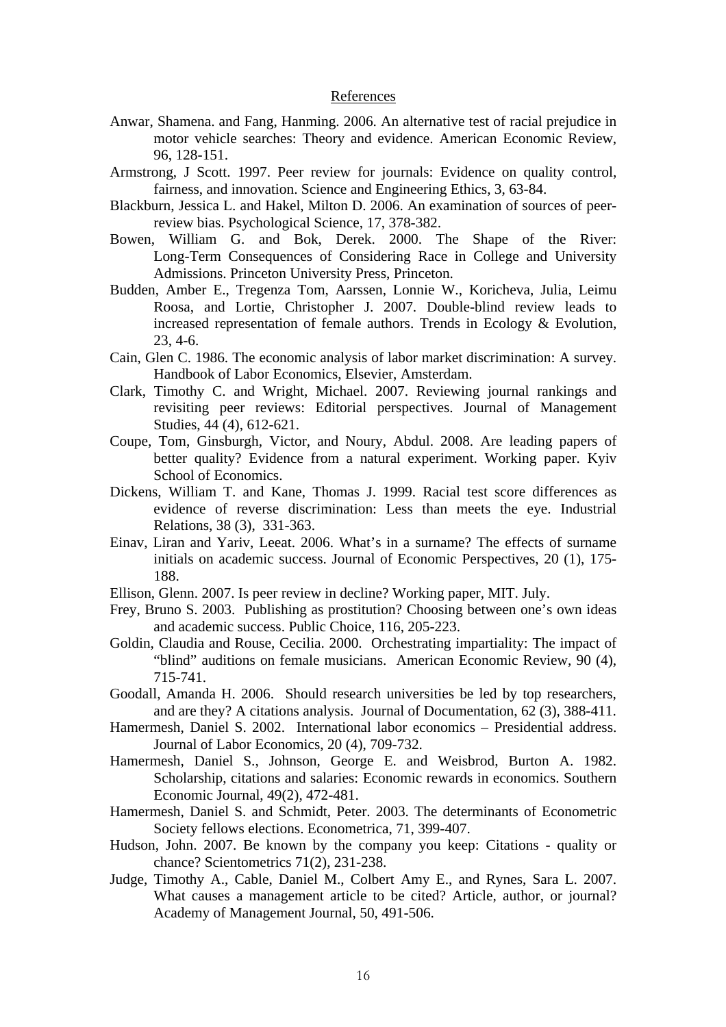## References

Anwar, Shamena. and Fang, Hanming. 2006. An alternative test of racial prejudice in motor vehicle searches: Theory and evidence. American Economic Review, 96, 128-151.

Armstrong, J Scott. 1997. Peer review for journals: Evidence on quality control, fairness, and innovation. Science and Engineering Ethics, 3, 63-84.

Blackburn, Jessica L. and Hakel, Milton D. 2006. An examination of sources of peer-review bias. Psychological Science, 17, 378-382.

Bowen, William G. and Bok, Derek. 2000. The Shape of the River: Long-Term Consequences of Considering Race in College and University Admissions. Princeton University Press, Princeton.

Budden, Amber E., Tregenza Tom, Aarssen, Lonnie W., Koricheva, Julia, Leimu Roosa, and Lortie, Christopher J. 2007. Double-blind review leads to increased representation of female authors. Trends in Ecology & Evolution, 23, 4-6.

Cain, Glen C. 1986. The economic analysis of labor market discrimination: A survey. Handbook of Labor Economics, Elsevier, Amsterdam.

Clark, Timothy C. and Wright, Michael. 2007. Reviewing journal rankings and revisiting peer reviews: Editorial perspectives. Journal of Management Studies, 44 (4), 612-621.

Coupe, Tom, Ginsburgh, Victor, and Noury, Abdul. 2008. Are leading papers of better quality? Evidence from a natural experiment. Working paper. Kyiv School of Economics.

Dickens, William T. and Kane, Thomas J. 1999. Racial test score differences as evidence of reverse discrimination: Less than meets the eye. Industrial Relations, 38 (3), 331-363.

Einav, Liran and Yariv, Leeat. 2006. What's in a surname? The effects of surname initials on academic success. Journal of Economic Perspectives, 20 (1), 175-188.

Ellison, Glenn. 2007. Is peer review in decline? Working paper, MIT. July.

Frey, Bruno S. 2003. Publishing as prostitution? Choosing between one's own ideas and academic success. Public Choice, 116, 205-223.

Goldin, Claudia and Rouse, Cecilia. 2000. Orchestrating impartiality: The impact of "blind" auditions on female musicians. American Economic Review, 90 (4), 715-741.

Goodall, Amanda H. 2006. Should research universities be led by top researchers, and are they? A citations analysis. Journal of Documentation, 62 (3), 388-411.

Hamermesh, Daniel S. 2002. International labor economics – Presidential address. Journal of Labor Economics, 20 (4), 709-732.

Hamermesh, Daniel S., Johnson, George E. and Weisbrod, Burton A. 1982. Scholarship, citations and salaries: Economic rewards in economics. Southern Economic Journal, 49(2), 472-481.

Hamermesh, Daniel S. and Schmidt, Peter. 2003. The determinants of Econometric Society fellows elections. Econometrica, 71, 399-407.

Hudson, John. 2007. Be known by the company you keep: Citations - quality or chance? Scientometrics 71(2), 231-238.

Judge, Timothy A., Cable, Daniel M., Colbert Amy E., and Rynes, Sara L. 2007. What causes a management article to be cited? Article, author, or journal? Academy of Management Journal, 50, 491-506.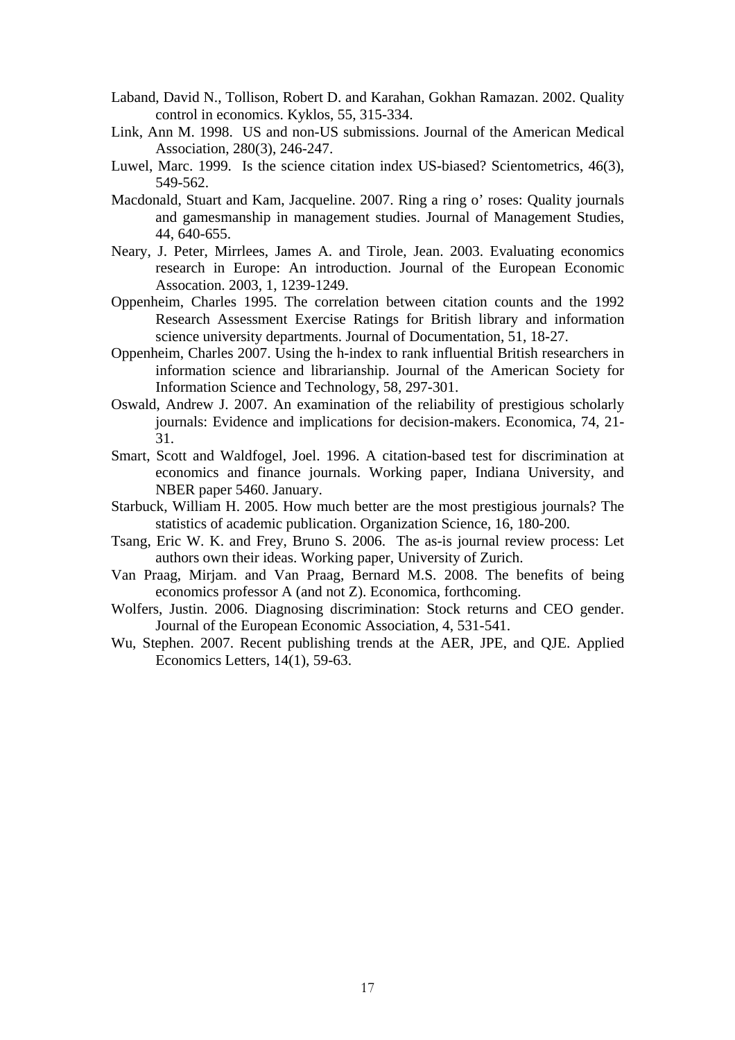Laband, David N., Tollison, Robert D. and Karahan, Gokhan Ramazan. 2002. Quality control in economics. Kyklos, 55, 315-334.

Link, Ann M. 1998. US and non-US submissions. Journal of the American Medical Association, 280(3), 246-247.

Luwel, Marc. 1999. Is the science citation index US-biased? Scientometrics, 46(3), 549-562.

Macdonald, Stuart and Kam, Jacqueline. 2007. Ring a ring o' roses: Quality journals and gamesmanship in management studies. Journal of Management Studies, 44, 640-655.

Neary, J. Peter, Mirrlees, James A. and Tirole, Jean. 2003. Evaluating economics research in Europe: An introduction. Journal of the European Economic Assocation. 2003, 1, 1239-1249.

Oppenheim, Charles 1995. The correlation between citation counts and the 1992 Research Assessment Exercise Ratings for British library and information science university departments. Journal of Documentation, 51, 18-27.

Oppenheim, Charles 2007. Using the h-index to rank influential British researchers in information science and librarianship. Journal of the American Society for Information Science and Technology, 58, 297-301.

Oswald, Andrew J. 2007. An examination of the reliability of prestigious scholarly journals: Evidence and implications for decision-makers. Economica, 74, 21-31.

Smart, Scott and Waldfogel, Joel. 1996. A citation-based test for discrimination at economics and finance journals. Working paper, Indiana University, and NBER paper 5460. January.

Starbuck, William H. 2005. How much better are the most prestigious journals? The statistics of academic publication. Organization Science, 16, 180-200.

Tsang, Eric W. K. and Frey, Bruno S. 2006. The as-is journal review process: Let authors own their ideas. Working paper, University of Zurich.

Van Praag, Mirjam. and Van Praag, Bernard M.S. 2008. The benefits of being economics professor A (and not Z). Economica, forthcoming.

Wolfers, Justin. 2006. Diagnosing discrimination: Stock returns and CEO gender. Journal of the European Economic Association, 4, 531-541.

Wu, Stephen. 2007. Recent publishing trends at the AER, JPE, and QJE. Applied Economics Letters, 14(1), 59-63.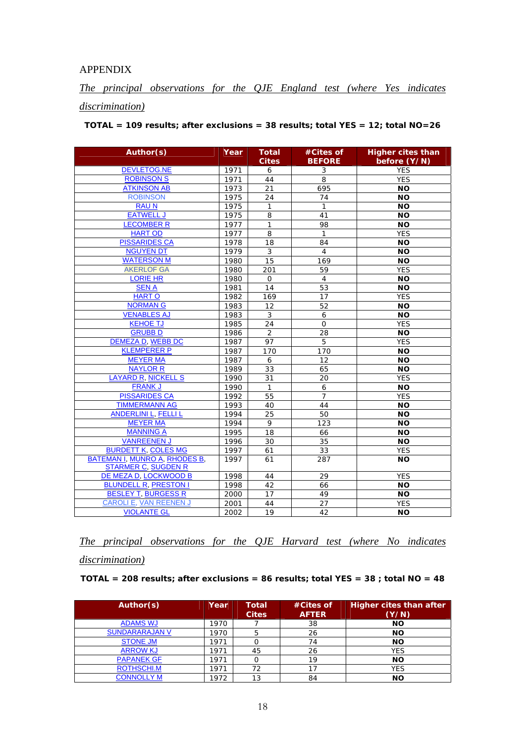APPENDIX

*The principal observations for the QJE England test (where Yes indicates discrimination)*

**TOTAL = 109 results; after exclusions = 38 results; total YES = 12; total NO=26**

| Author(s) | Year | Total Cites | #Cites of BEFORE | Higher cites than before (Y/N) |
|---|---|---|---|---|
| DEVLETOG.NE | 1971 | 6 | 3 | YES |
| ROBINSON S | 1971 | 44 | 8 | YES |
| ATKINSON AB | 1973 | 21 | 695 | **NO** |
| ROBINSON | 1975 | 24 | 74 | **NO** |
| RAU N | 1975 | 1 | 1 | **NO** |
| EATWELL J | 1975 | 8 | 41 | **NO** |
| LECOMBER R | 1977 | 1 | 98 | **NO** |
| HART OD | 1977 | 8 | 1 | YES |
| PISSARIDES CA | 1978 | 18 | 84 | **NO** |
| NGUYEN DT | 1979 | 3 | 4 | **NO** |
| WATERSON M | 1980 | 15 | 169 | **NO** |
| AKERLOF GA | 1980 | 201 | 59 | YES |
| LORIE HR | 1980 | 0 | 4 | **NO** |
| SEN A | 1981 | 14 | 53 | **NO** |
| HART O | 1982 | 169 | 17 | YES |
| NORMAN G | 1983 | 12 | 52 | **NO** |
| VENABLES AJ | 1983 | 3 | 6 | **NO** |
| KEHOE TJ | 1985 | 24 | 0 | YES |
| GRUBB D | 1986 | 2 | 28 | **NO** |
| DEMEZA D, WEBB DC | 1987 | 97 | 5 | YES |
| KLEMPERER P | 1987 | 170 | 170 | **NO** |
| MEYER MA | 1987 | 6 | 12 | **NO** |
| NAYLOR R | 1989 | 33 | 65 | **NO** |
| LAYARD R, NICKELL S | 1990 | 31 | 20 | YES |
| FRANK J | 1990 | 1 | 6 | **NO** |
| PISSARIDES CA | 1992 | 55 | 7 | YES |
| TIMMERMANN AG | 1993 | 40 | 44 | **NO** |
| ANDERLINI L, FELLI L | 1994 | 25 | 50 | **NO** |
| MEYER MA | 1994 | 9 | 123 | **NO** |
| MANNING A | 1995 | 18 | 66 | **NO** |
| VANREENEN J | 1996 | 30 | 35 | **NO** |
| BURDETT K, COLES MG | 1997 | 61 | 33 | YES |
| BATEMAN I, MUNRO A, RHODES B, STARMER C, SUGDEN R | 1997 | 61 | 287 | **NO** |
| DE MEZA D, LOCKWOOD B | 1998 | 44 | 29 | YES |
| BLUNDELL R, PRESTON I | 1998 | 42 | 66 | **NO** |
| BESLEY T, BURGESS R | 2000 | 17 | 49 | **NO** |
| CAROLI E, VAN REENEN J | 2001 | 44 | 27 | YES |
| VIOLANTE GL | 2002 | 19 | 42 | **NO** |

*The principal observations for the QJE Harvard test (where No indicates discrimination)*

**TOTAL = 208 results; after exclusions = 86 results; total YES = 38 ; total NO = 48**

| Author(s) | Year | Total Cites | #Cites of AFTER | Higher cites than after (Y/N) |
|---|---|---|---|---|
| ADAMS WJ | 1970 | 7 | 38 | **NO** |
| SUNDARARAJAN V | 1970 | 5 | 26 | **NO** |
| STONE JM | 1971 | 0 | 74 | **NO** |
| ARROW KJ | 1971 | 45 | 26 | YES |
| PAPANEK GF | 1971 | 0 | 19 | **NO** |
| ROTHSCHI.M | 1971 | 72 | 17 | YES |
| CONNOLLY M | 1972 | 13 | 84 | **NO** |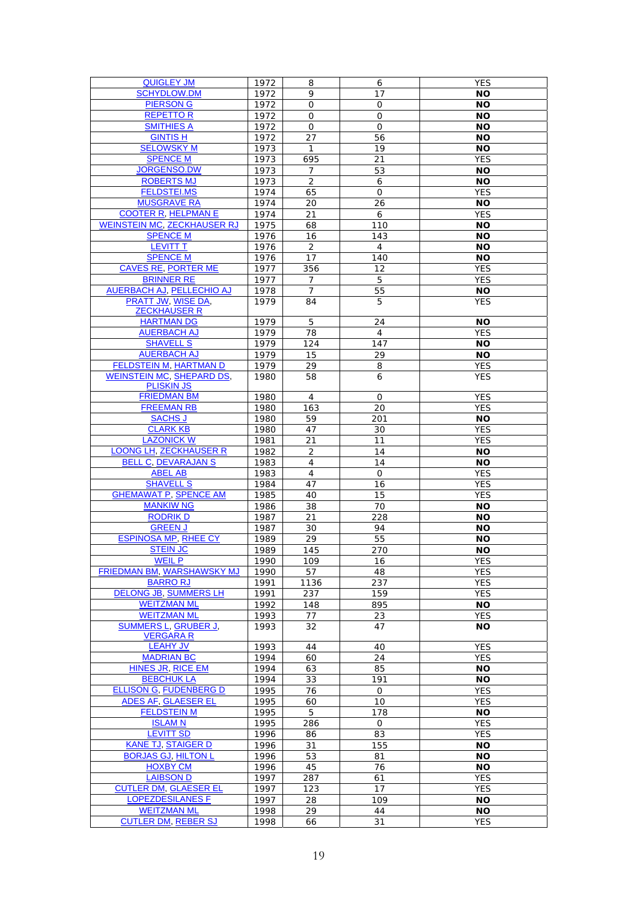| QUIGLEY JM | 1972 | 8 | 6 | YES |
|---|---|---|---|---|
| SCHYDLOW.DM | 1972 | 9 | 17 | **NO** |
| PIERSON G | 1972 | 0 | 0 | **NO** |
| REPETTO R | 1972 | 0 | 0 | **NO** |
| SMITHIES A | 1972 | 0 | 0 | **NO** |
| GINTIS H | 1972 | 27 | 56 | **NO** |
| SELOWSKY M | 1973 | 1 | 19 | **NO** |
| SPENCE M | 1973 | 695 | 21 | YES |
| JORGENSO.DW | 1973 | 7 | 53 | **NO** |
| ROBERTS MJ | 1973 | 2 | 6 | **NO** |
| FELDSTEI.MS | 1974 | 65 | 0 | YES |
| MUSGRAVE RA | 1974 | 20 | 26 | **NO** |
| COOTER R, HELPMAN E | 1974 | 21 | 6 | YES |
| WEINSTEIN MC, ZECKHAUSER RJ | 1975 | 68 | 110 | **NO** |
| SPENCE M | 1976 | 16 | 143 | **NO** |
| LEVITT T | 1976 | 2 | 4 | **NO** |
| SPENCE M | 1976 | 17 | 140 | **NO** |
| CAVES RE, PORTER ME | 1977 | 356 | 12 | YES |
| BRINNER RE | 1977 | 7 | 5 | YES |
| AUERBACH AJ, PELLECHIO AJ | 1978 | 7 | 55 | **NO** |
| PRATT JW, WISE DA, ZECKHAUSER R | 1979 | 84 | 5 | YES |
| HARTMAN DG | 1979 | 5 | 24 | **NO** |
| AUERBACH AJ | 1979 | 78 | 4 | YES |
| SHAVELL S | 1979 | 124 | 147 | **NO** |
| AUERBACH AJ | 1979 | 15 | 29 | **NO** |
| FELDSTEIN M, HARTMAN D | 1979 | 29 | 8 | YES |
| WEINSTEIN MC, SHEPARD DS, PLISKIN JS | 1980 | 58 | 6 | YES |
| FRIEDMAN BM | 1980 | 4 | 0 | YES |
| FREEMAN RB | 1980 | 163 | 20 | YES |
| SACHS J | 1980 | 59 | 201 | **NO** |
| CLARK KB | 1980 | 47 | 30 | YES |
| LAZONICK W | 1981 | 21 | 11 | YES |
| LOONG LH, ZECKHAUSER R | 1982 | 2 | 14 | **NO** |
| BELL C, DEVARAJAN S | 1983 | 4 | 14 | **NO** |
| ABEL AB | 1983 | 4 | 0 | YES |
| SHAVELL S | 1984 | 47 | 16 | YES |
| GHEMAWAT P, SPENCE AM | 1985 | 40 | 15 | YES |
| MANKIW NG | 1986 | 38 | 70 | **NO** |
| RODRIK D | 1987 | 21 | 228 | **NO** |
| GREEN J | 1987 | 30 | 94 | **NO** |
| ESPINOSA MP, RHEE CY | 1989 | 29 | 55 | **NO** |
| STEIN JC | 1989 | 145 | 270 | **NO** |
| WEIL P | 1990 | 109 | 16 | YES |
| FRIEDMAN BM, WARSHAWSKY MJ | 1990 | 57 | 48 | YES |
| BARRO RJ | 1991 | 1136 | 237 | YES |
| DELONG JB, SUMMERS LH | 1991 | 237 | 159 | YES |
| WEITZMAN ML | 1992 | 148 | 895 | **NO** |
| WEITZMAN ML | 1993 | 77 | 23 | YES |
| SUMMERS L, GRUBER J, VERGARA R | 1993 | 32 | 47 | **NO** |
| LEAHY JV | 1993 | 44 | 40 | YES |
| MADRIAN BC | 1994 | 60 | 24 | YES |
| HINES JR, RICE EM | 1994 | 63 | 85 | **NO** |
| BEBCHUK LA | 1994 | 33 | 191 | **NO** |
| ELLISON G, FUDENBERG D | 1995 | 76 | 0 | YES |
| ADES AF, GLAESER EL | 1995 | 60 | 10 | YES |
| FELDSTEIN M | 1995 | 5 | 178 | **NO** |
| ISLAM N | 1995 | 286 | 0 | YES |
| LEVITT SD | 1996 | 86 | 83 | YES |
| KANE TJ, STAIGER D | 1996 | 31 | 155 | **NO** |
| BORJAS GJ, HILTON L | 1996 | 53 | 81 | **NO** |
| HOXBY CM | 1996 | 45 | 76 | **NO** |
| LAIBSON D | 1997 | 287 | 61 | YES |
| CUTLER DM, GLAESER EL | 1997 | 123 | 17 | YES |
| LOPEZDESILANES F | 1997 | 28 | 109 | **NO** |
| WEITZMAN ML | 1998 | 29 | 44 | **NO** |
| CUTLER DM, REBER SJ | 1998 | 66 | 31 | YES |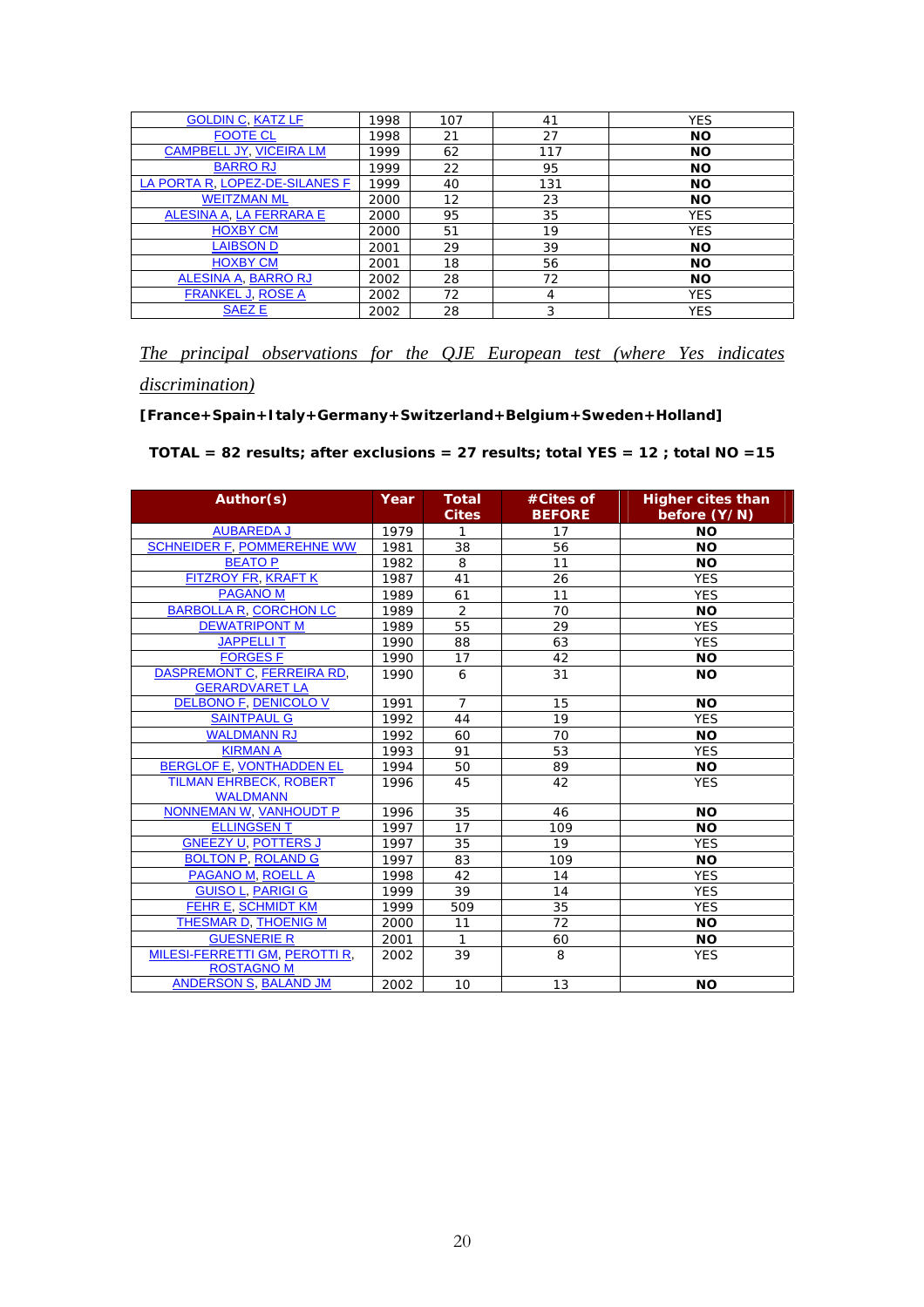| | | | | |
|---|---|---|---|---|
| GOLDIN C, KATZ LF | 1998 | 107 | 41 | YES |
| FOOTE CL | 1998 | 21 | 27 | **NO** |
| CAMPBELL JY, VICEIRA LM | 1999 | 62 | 117 | **NO** |
| BARRO RJ | 1999 | 22 | 95 | **NO** |
| LA PORTA R, LOPEZ-DE-SILANES F | 1999 | 40 | 131 | **NO** |
| WEITZMAN ML | 2000 | 12 | 23 | **NO** |
| ALESINA A, LA FERRARA E | 2000 | 95 | 35 | YES |
| HOXBY CM | 2000 | 51 | 19 | YES |
| LAIBSON D | 2001 | 29 | 39 | **NO** |
| HOXBY CM | 2001 | 18 | 56 | **NO** |
| ALESINA A, BARRO RJ | 2002 | 28 | 72 | **NO** |
| FRANKEL J, ROSE A | 2002 | 72 | 4 | YES |
| SAEZ E | 2002 | 28 | 3 | YES |

*The principal observations for the QJE European test (where Yes indicates discrimination)*

**[France+Spain+Italy+Germany+Switzerland+Belgium+Sweden+Holland]**

**TOTAL = 82 results; after exclusions = 27 results; total YES = 12 ; total NO =15**

| Author(s) | Year | Total Cites | #Cites of BEFORE | Higher cites than before (Y/N) |
|---|---|---|---|---|
| AUBAREDA J | 1979 | 1 | 17 | **NO** |
| SCHNEIDER F, POMMEREHNE WW | 1981 | 38 | 56 | **NO** |
| BEATO P | 1982 | 8 | 11 | **NO** |
| FITZROY FR, KRAFT K | 1987 | 41 | 26 | YES |
| PAGANO M | 1989 | 61 | 11 | YES |
| BARBOLLA R, CORCHON LC | 1989 | 2 | 70 | **NO** |
| DEWATRIPONT M | 1989 | 55 | 29 | YES |
| JAPPELLI T | 1990 | 88 | 63 | YES |
| FORGES F | 1990 | 17 | 42 | **NO** |
| DASPREMONT C, FERREIRA RD, GERARDVARET LA | 1990 | 6 | 31 | **NO** |
| DELBONO F, DENICOLO V | 1991 | 7 | 15 | **NO** |
| SAINTPAUL G | 1992 | 44 | 19 | YES |
| WALDMANN RJ | 1992 | 60 | 70 | **NO** |
| KIRMAN A | 1993 | 91 | 53 | YES |
| BERGLOF E, VONTHADDEN EL | 1994 | 50 | 89 | **NO** |
| TILMAN EHRBECK, ROBERT WALDMANN | 1996 | 45 | 42 | YES |
| NONNEMAN W, VANHOUDT P | 1996 | 35 | 46 | **NO** |
| ELLINGSEN T | 1997 | 17 | 109 | **NO** |
| GNEEZY U, POTTERS J | 1997 | 35 | 19 | YES |
| BOLTON P, ROLAND G | 1997 | 83 | 109 | **NO** |
| PAGANO M, ROELL A | 1998 | 42 | 14 | YES |
| GUISO L, PARIGI G | 1999 | 39 | 14 | YES |
| FEHR E, SCHMIDT KM | 1999 | 509 | 35 | YES |
| THESMAR D, THOENIG M | 2000 | 11 | 72 | **NO** |
| GUESNERIE R | 2001 | 1 | 60 | **NO** |
| MILESI-FERRETTI GM, PEROTTI R, ROSTAGNO M | 2002 | 39 | 8 | YES |
| ANDERSON S, BALAND JM | 2002 | 10 | 13 | **NO** |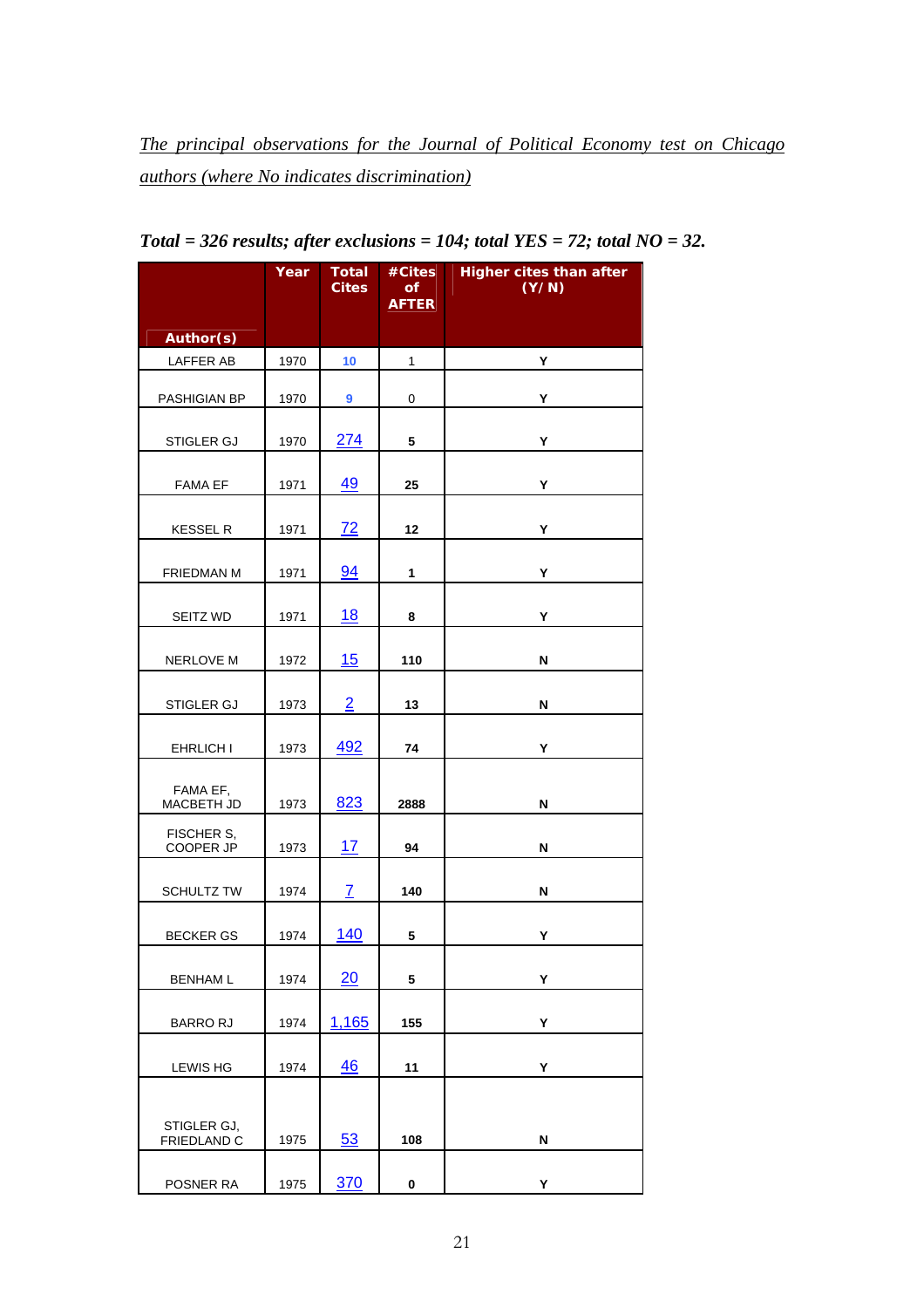*The principal observations for the Journal of Political Economy test on Chicago authors (where No indicates discrimination)*

***Total = 326 results; after exclusions = 104; total YES = 72; total NO = 32.***

| Author(s) | Year | Total Cites | #Cites of AFTER | Higher cites than after (Y/N) |
|---|---|---|---|---|
| LAFFER AB | 1970 | 10 | 1 | Y |
| PASHIGIAN BP | 1970 | 9 | 0 | Y |
| STIGLER GJ | 1970 | 274 | 5 | Y |
| FAMA EF | 1971 | 49 | 25 | Y |
| KESSEL R | 1971 | 72 | 12 | Y |
| FRIEDMAN M | 1971 | 94 | 1 | Y |
| SEITZ WD | 1971 | 18 | 8 | Y |
| NERLOVE M | 1972 | 15 | 110 | N |
| STIGLER GJ | 1973 | 2 | 13 | N |
| EHRLICH I | 1973 | 492 | 74 | Y |
| FAMA EF, MACBETH JD | 1973 | 823 | 2888 | N |
| FISCHER S, COOPER JP | 1973 | 17 | 94 | N |
| SCHULTZ TW | 1974 | 7 | 140 | N |
| BECKER GS | 1974 | 140 | 5 | Y |
| BENHAM L | 1974 | 20 | 5 | Y |
| BARRO RJ | 1974 | 1,165 | 155 | Y |
| LEWIS HG | 1974 | 46 | 11 | Y |
| STIGLER GJ, FRIEDLAND C | 1975 | 53 | 108 | N |
| POSNER RA | 1975 | 370 | 0 | Y |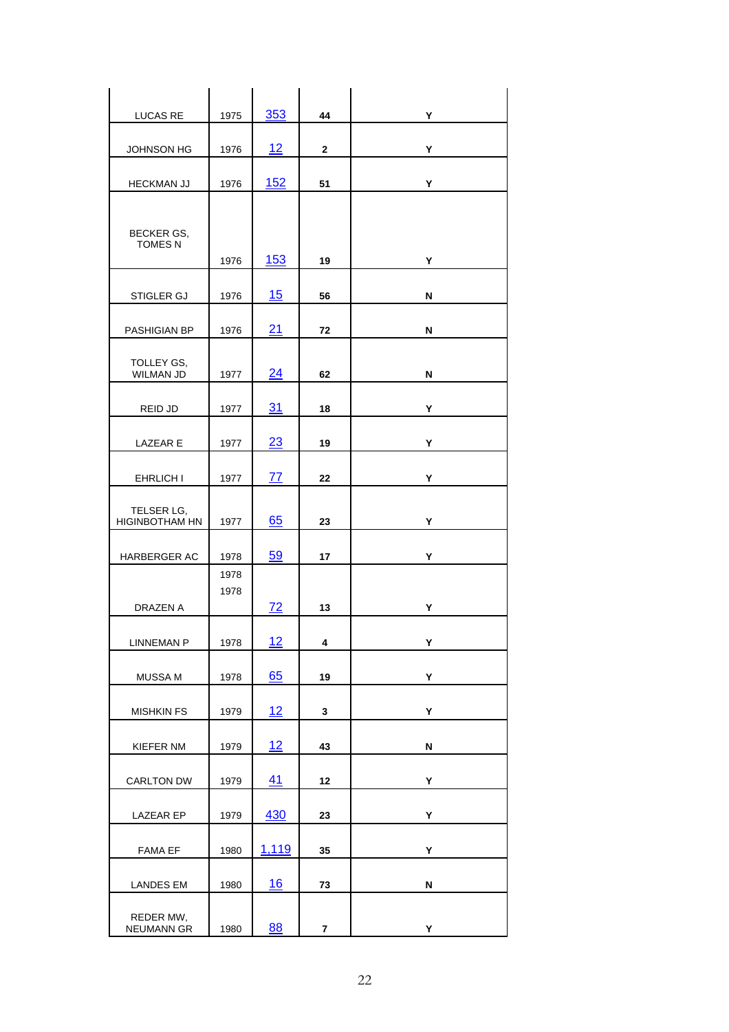| | | | | |
|---|---|---|---|---|
| LUCAS RE | 1975 | 353 | 44 | Y |
| JOHNSON HG | 1976 | 12 | 2 | Y |
| HECKMAN JJ | 1976 | 152 | 51 | Y |
| BECKER GS, TOMES N | 1976 | 153 | 19 | Y |
| STIGLER GJ | 1976 | 15 | 56 | N |
| PASHIGIAN BP | 1976 | 21 | 72 | N |
| TOLLEY GS, WILMAN JD | 1977 | 24 | 62 | N |
| REID JD | 1977 | 31 | 18 | Y |
| LAZEAR E | 1977 | 23 | 19 | Y |
| EHRLICH I | 1977 | 77 | 22 | Y |
| TELSER LG, HIGINBOTHAM HN | 1977 | 65 | 23 | Y |
| HARBERGER AC | 1978 | 59 | 17 | Y |
| DRAZEN A | 1978 1978 | 72 | 13 | Y |
| LINNEMAN P | 1978 | 12 | 4 | Y |
| MUSSA M | 1978 | 65 | 19 | Y |
| MISHKIN FS | 1979 | 12 | 3 | Y |
| KIEFER NM | 1979 | 12 | 43 | N |
| CARLTON DW | 1979 | 41 | 12 | Y |
| LAZEAR EP | 1979 | 430 | 23 | Y |
| FAMA EF | 1980 | 1,119 | 35 | Y |
| LANDES EM | 1980 | 16 | 73 | N |
| REDER MW, NEUMANN GR | 1980 | 88 | 7 | Y |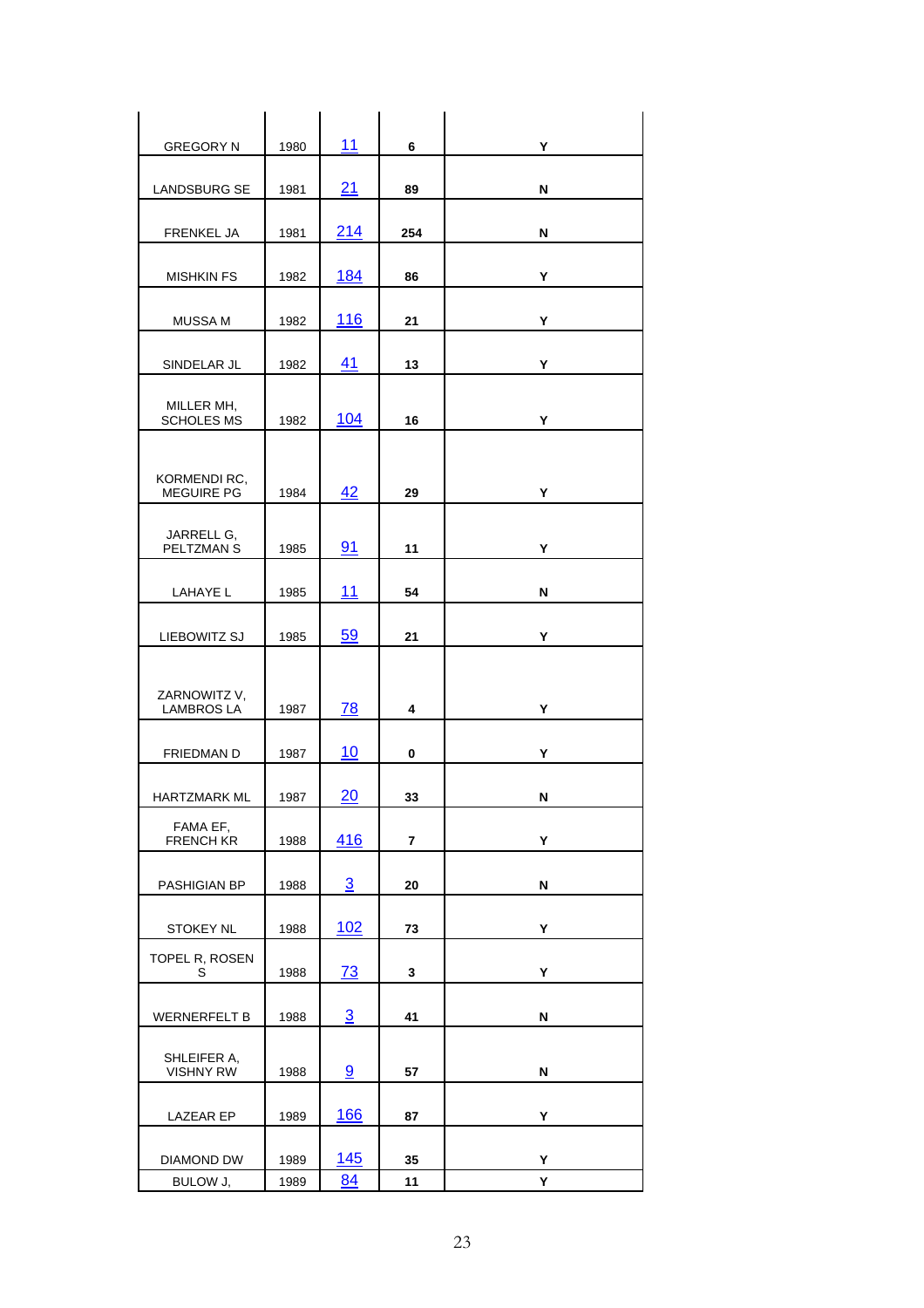| | | | | |
|---|---|---|---|---|
| GREGORY N | 1980 | 11 | 6 | Y |
| LANDSBURG SE | 1981 | 21 | 89 | N |
| FRENKEL JA | 1981 | 214 | 254 | N |
| MISHKIN FS | 1982 | 184 | 86 | Y |
| MUSSA M | 1982 | 116 | 21 | Y |
| SINDELAR JL | 1982 | 41 | 13 | Y |
| MILLER MH, SCHOLES MS | 1982 | 104 | 16 | Y |
| KORMENDI RC, MEGUIRE PG | 1984 | 42 | 29 | Y |
| JARRELL G, PELTZMAN S | 1985 | 91 | 11 | Y |
| LAHAYE L | 1985 | 11 | 54 | N |
| LIEBOWITZ SJ | 1985 | 59 | 21 | Y |
| ZARNOWITZ V, LAMBROS LA | 1987 | 78 | 4 | Y |
| FRIEDMAN D | 1987 | 10 | 0 | Y |
| HARTZMARK ML | 1987 | 20 | 33 | N |
| FAMA EF, FRENCH KR | 1988 | 416 | 7 | Y |
| PASHIGIAN BP | 1988 | 3 | 20 | N |
| STOKEY NL | 1988 | 102 | 73 | Y |
| TOPEL R, ROSEN S | 1988 | 73 | 3 | Y |
| WERNERFELT B | 1988 | 3 | 41 | N |
| SHLEIFER A, VISHNY RW | 1988 | 9 | 57 | N |
| LAZEAR EP | 1989 | 166 | 87 | Y |
| DIAMOND DW | 1989 | 145 | 35 | Y |
| BULOW J, | 1989 | 84 | 11 | Y |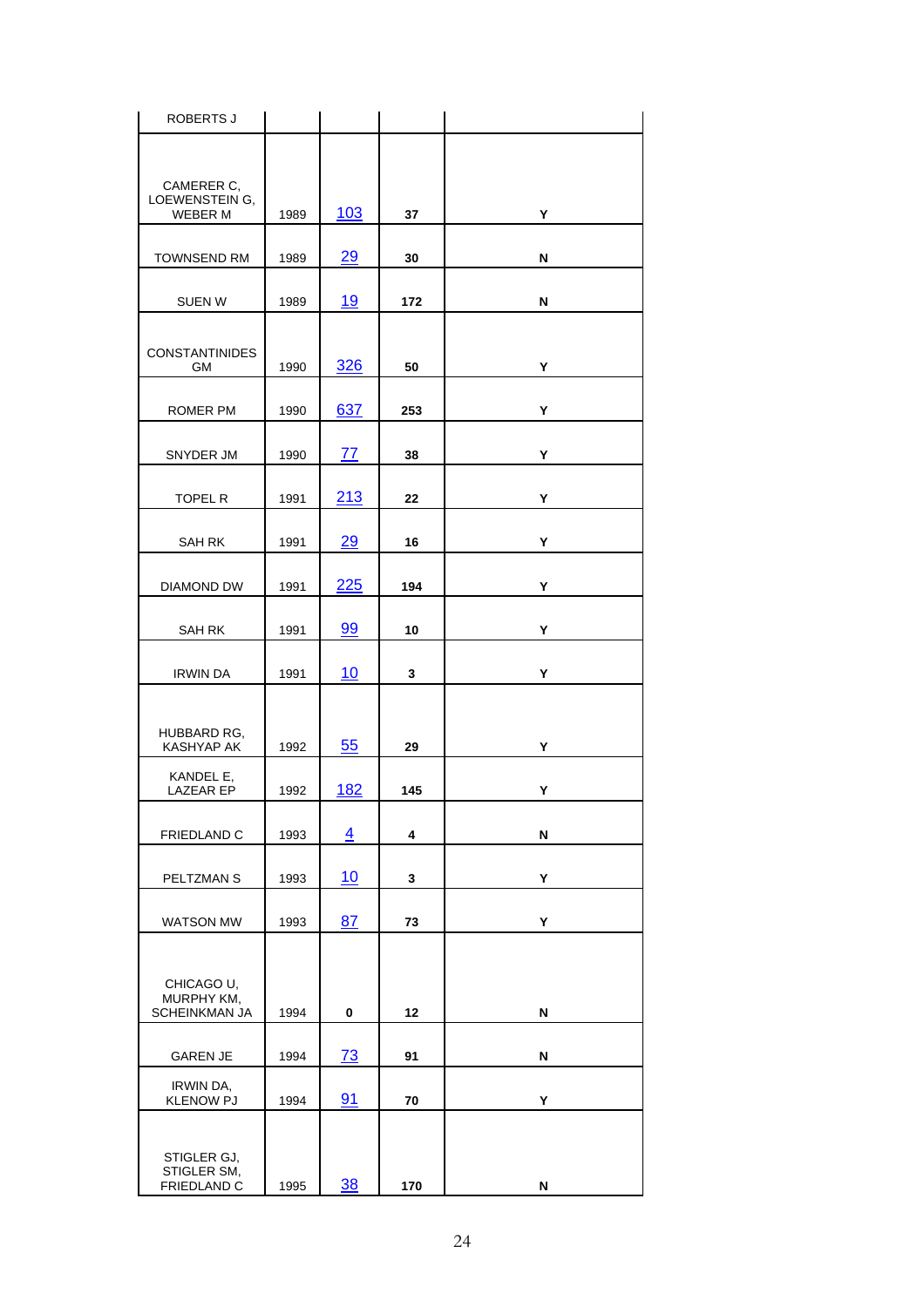| | | | | |
|---|---|---|---|---|
| ROBERTS J | | | | |
| CAMERER C, LOEWENSTEIN G, WEBER M | 1989 | 103 | 37 | Y |
| TOWNSEND RM | 1989 | 29 | 30 | N |
| SUEN W | 1989 | 19 | 172 | N |
| CONSTANTINIDES GM | 1990 | 326 | 50 | Y |
| ROMER PM | 1990 | 637 | 253 | Y |
| SNYDER JM | 1990 | 77 | 38 | Y |
| TOPEL R | 1991 | 213 | 22 | Y |
| SAH RK | 1991 | 29 | 16 | Y |
| DIAMOND DW | 1991 | 225 | 194 | Y |
| SAH RK | 1991 | 99 | 10 | Y |
| IRWIN DA | 1991 | 10 | 3 | Y |
| HUBBARD RG, KASHYAP AK | 1992 | 55 | 29 | Y |
| KANDEL E, LAZEAR EP | 1992 | 182 | 145 | Y |
| FRIEDLAND C | 1993 | 4 | 4 | N |
| PELTZMAN S | 1993 | 10 | 3 | Y |
| WATSON MW | 1993 | 87 | 73 | Y |
| CHICAGO U, MURPHY KM, SCHEINKMAN JA | 1994 | 0 | 12 | N |
| GAREN JE | 1994 | 73 | 91 | N |
| IRWIN DA, KLENOW PJ | 1994 | 91 | 70 | Y |
| STIGLER GJ, STIGLER SM, FRIEDLAND C | 1995 | 38 | 170 | N |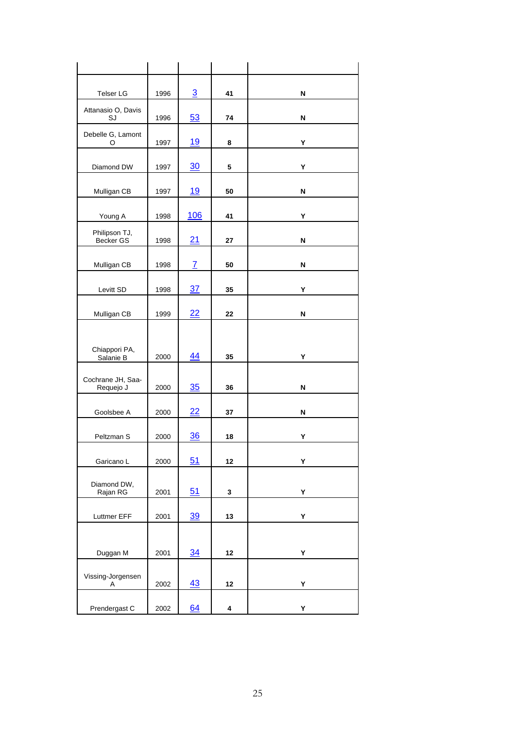| | | | | |
|---|---|---|---|---|
| Telser LG | 1996 | 3 | 41 | N |
| Attanasio O, Davis SJ | 1996 | 53 | 74 | N |
| Debelle G, Lamont O | 1997 | 19 | 8 | Y |
| Diamond DW | 1997 | 30 | 5 | Y |
| Mulligan CB | 1997 | 19 | 50 | N |
| Young A | 1998 | 106 | 41 | Y |
| Philipson TJ, Becker GS | 1998 | 21 | 27 | N |
| Mulligan CB | 1998 | 7 | 50 | N |
| Levitt SD | 1998 | 37 | 35 | Y |
| Mulligan CB | 1999 | 22 | 22 | N |
| Chiappori PA, Salanie B | 2000 | 44 | 35 | Y |
| Cochrane JH, Saa-Requejo J | 2000 | 35 | 36 | N |
| Goolsbee A | 2000 | 22 | 37 | N |
| Peltzman S | 2000 | 36 | 18 | Y |
| Garicano L | 2000 | 51 | 12 | Y |
| Diamond DW, Rajan RG | 2001 | 51 | 3 | Y |
| Luttmer EFF | 2001 | 39 | 13 | Y |
| Duggan M | 2001 | 34 | 12 | Y |
| Vissing-Jorgensen A | 2002 | 43 | 12 | Y |
| Prendergast C | 2002 | 64 | 4 | Y |